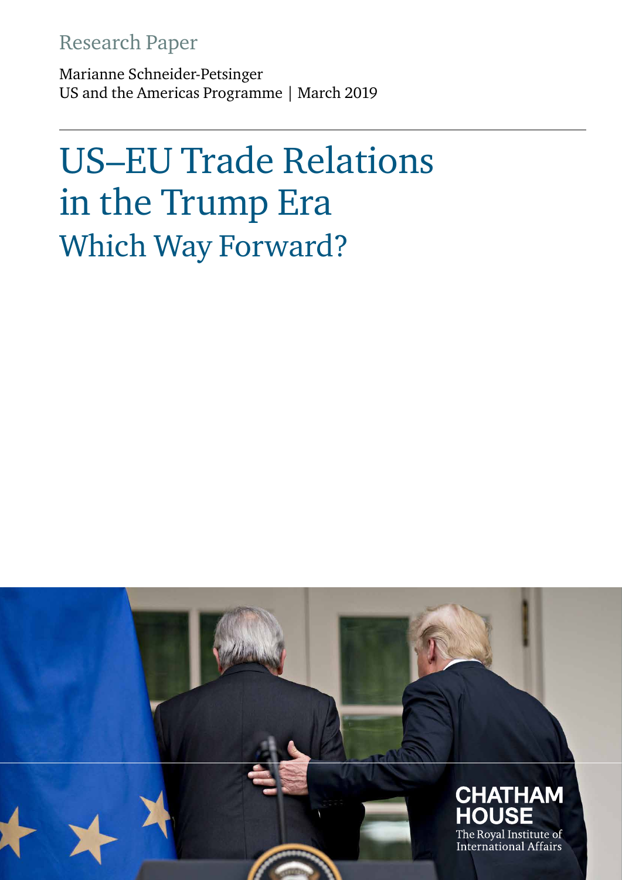Research Paper

Marianne Schneider-Petsinger
US and the Americas Programme | March 2019

# US–EU Trade Relations in the Trump Era
## Which Way Forward?

CHATHAM HOUSE
The Royal Institute of International Affairs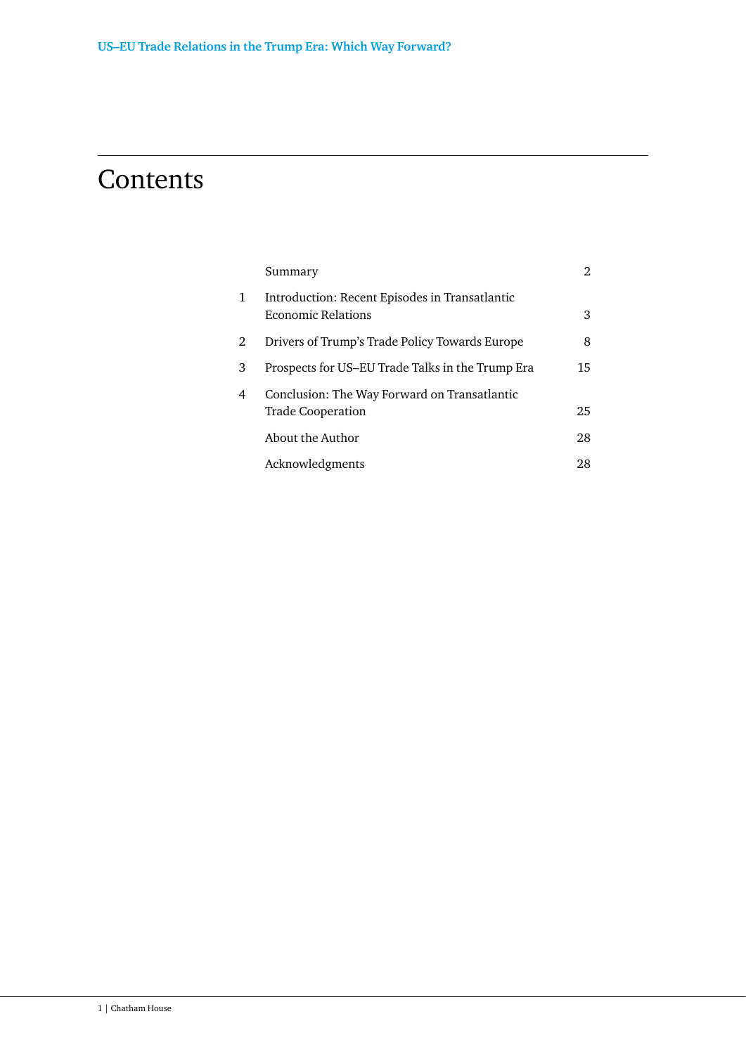# Contents

| | | |
|---|---|---|
| | Summary | 2 |
| 1 | Introduction: Recent Episodes in Transatlantic Economic Relations | 3 |
| 2 | Drivers of Trump's Trade Policy Towards Europe | 8 |
| 3 | Prospects for US–EU Trade Talks in the Trump Era | 15 |
| 4 | Conclusion: The Way Forward on Transatlantic Trade Cooperation | 25 |
| | About the Author | 28 |
| | Acknowledgments | 28 |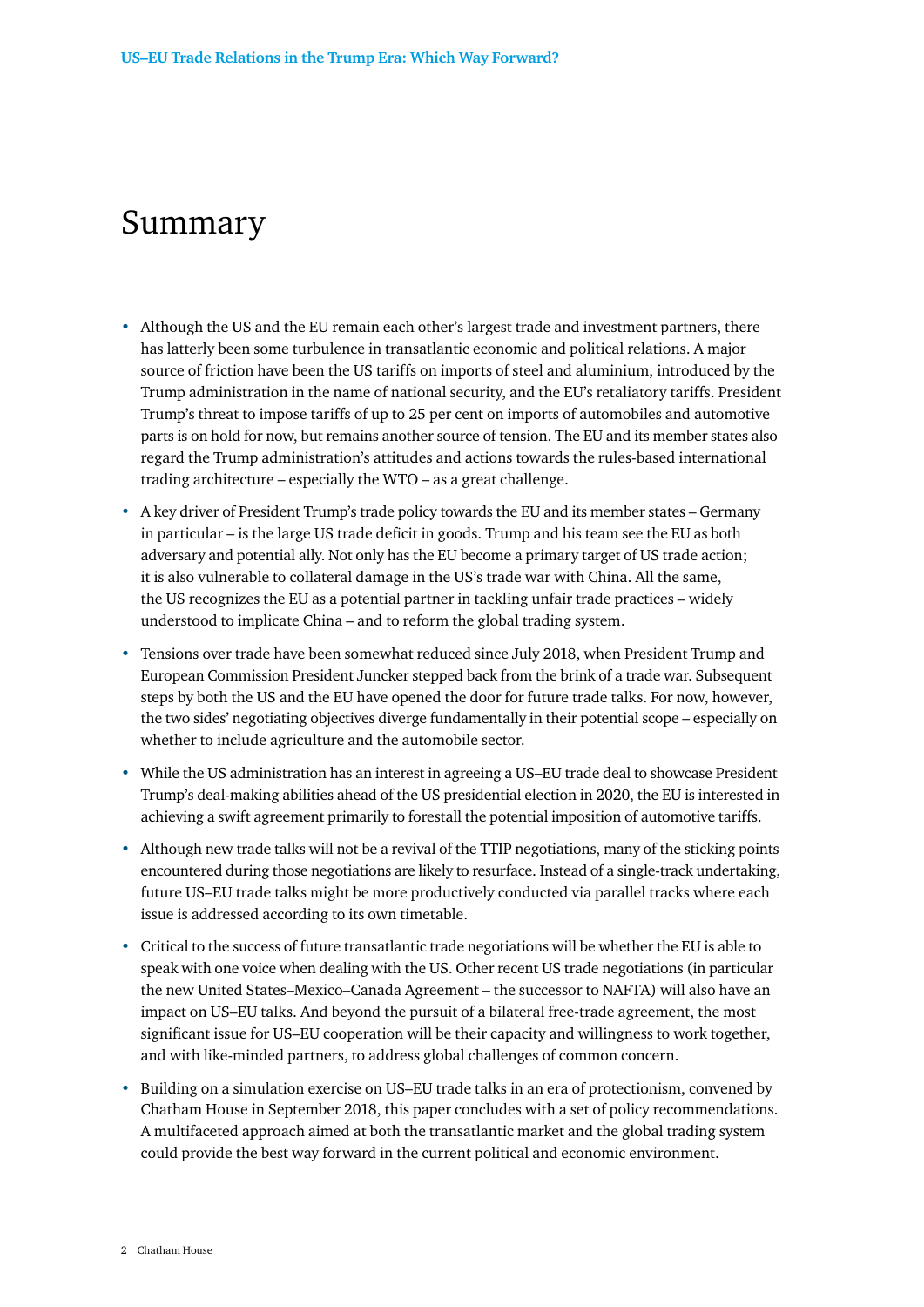# Summary

- Although the US and the EU remain each other's largest trade and investment partners, there has latterly been some turbulence in transatlantic economic and political relations. A major source of friction have been the US tariffs on imports of steel and aluminium, introduced by the Trump administration in the name of national security, and the EU's retaliatory tariffs. President Trump's threat to impose tariffs of up to 25 per cent on imports of automobiles and automotive parts is on hold for now, but remains another source of tension. The EU and its member states also regard the Trump administration's attitudes and actions towards the rules-based international trading architecture – especially the WTO – as a great challenge.
- A key driver of President Trump's trade policy towards the EU and its member states – Germany in particular – is the large US trade deficit in goods. Trump and his team see the EU as both adversary and potential ally. Not only has the EU become a primary target of US trade action; it is also vulnerable to collateral damage in the US's trade war with China. All the same, the US recognizes the EU as a potential partner in tackling unfair trade practices – widely understood to implicate China – and to reform the global trading system.
- Tensions over trade have been somewhat reduced since July 2018, when President Trump and European Commission President Juncker stepped back from the brink of a trade war. Subsequent steps by both the US and the EU have opened the door for future trade talks. For now, however, the two sides' negotiating objectives diverge fundamentally in their potential scope – especially on whether to include agriculture and the automobile sector.
- While the US administration has an interest in agreeing a US–EU trade deal to showcase President Trump's deal-making abilities ahead of the US presidential election in 2020, the EU is interested in achieving a swift agreement primarily to forestall the potential imposition of automotive tariffs.
- Although new trade talks will not be a revival of the TTIP negotiations, many of the sticking points encountered during those negotiations are likely to resurface. Instead of a single-track undertaking, future US–EU trade talks might be more productively conducted via parallel tracks where each issue is addressed according to its own timetable.
- Critical to the success of future transatlantic trade negotiations will be whether the EU is able to speak with one voice when dealing with the US. Other recent US trade negotiations (in particular the new United States–Mexico–Canada Agreement – the successor to NAFTA) will also have an impact on US–EU talks. And beyond the pursuit of a bilateral free-trade agreement, the most significant issue for US–EU cooperation will be their capacity and willingness to work together, and with like-minded partners, to address global challenges of common concern.
- Building on a simulation exercise on US–EU trade talks in an era of protectionism, convened by Chatham House in September 2018, this paper concludes with a set of policy recommendations. A multifaceted approach aimed at both the transatlantic market and the global trading system could provide the best way forward in the current political and economic environment.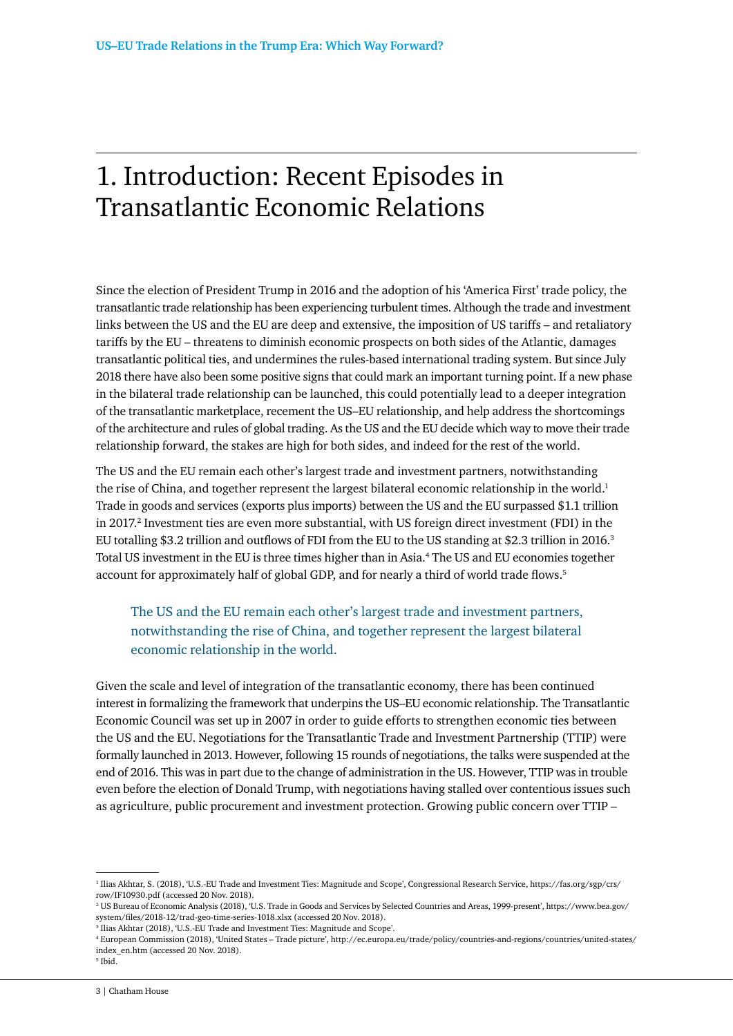# 1. Introduction: Recent Episodes in Transatlantic Economic Relations

Since the election of President Trump in 2016 and the adoption of his 'America First' trade policy, the transatlantic trade relationship has been experiencing turbulent times. Although the trade and investment links between the US and the EU are deep and extensive, the imposition of US tariffs – and retaliatory tariffs by the EU – threatens to diminish economic prospects on both sides of the Atlantic, damages transatlantic political ties, and undermines the rules-based international trading system. But since July 2018 there have also been some positive signs that could mark an important turning point. If a new phase in the bilateral trade relationship can be launched, this could potentially lead to a deeper integration of the transatlantic marketplace, recement the US–EU relationship, and help address the shortcomings of the architecture and rules of global trading. As the US and the EU decide which way to move their trade relationship forward, the stakes are high for both sides, and indeed for the rest of the world.

The US and the EU remain each other's largest trade and investment partners, notwithstanding the rise of China, and together represent the largest bilateral economic relationship in the world.[1] Trade in goods and services (exports plus imports) between the US and the EU surpassed $1.1 trillion in 2017.[2] Investment ties are even more substantial, with US foreign direct investment (FDI) in the EU totalling $3.2 trillion and outflows of FDI from the EU to the US standing at $2.3 trillion in 2016.[3] Total US investment in the EU is three times higher than in Asia.[4] The US and EU economies together account for approximately half of global GDP, and for nearly a third of world trade flows.[5]

> The US and the EU remain each other's largest trade and investment partners, notwithstanding the rise of China, and together represent the largest bilateral economic relationship in the world.

Given the scale and level of integration of the transatlantic economy, there has been continued interest in formalizing the framework that underpins the US–EU economic relationship. The Transatlantic Economic Council was set up in 2007 in order to guide efforts to strengthen economic ties between the US and the EU. Negotiations for the Transatlantic Trade and Investment Partnership (TTIP) were formally launched in 2013. However, following 15 rounds of negotiations, the talks were suspended at the end of 2016. This was in part due to the change of administration in the US. However, TTIP was in trouble even before the election of Donald Trump, with negotiations having stalled over contentious issues such as agriculture, public procurement and investment protection. Growing public concern over TTIP –

---

[1] Ilias Akhtar, S. (2018), 'U.S.-EU Trade and Investment Ties: Magnitude and Scope', Congressional Research Service, https://fas.org/sgp/crs/row/IF10930.pdf (accessed 20 Nov. 2018).

[2] US Bureau of Economic Analysis (2018), 'U.S. Trade in Goods and Services by Selected Countries and Areas, 1999-present', https://www.bea.gov/system/files/2018-12/trad-geo-time-series-1018.xlsx (accessed 20 Nov. 2018).

[3] Ilias Akhtar (2018), 'U.S.-EU Trade and Investment Ties: Magnitude and Scope'.

[4] European Commission (2018), 'United States – Trade picture', http://ec.europa.eu/trade/policy/countries-and-regions/countries/united-states/index_en.htm (accessed 20 Nov. 2018).

[5] Ibid.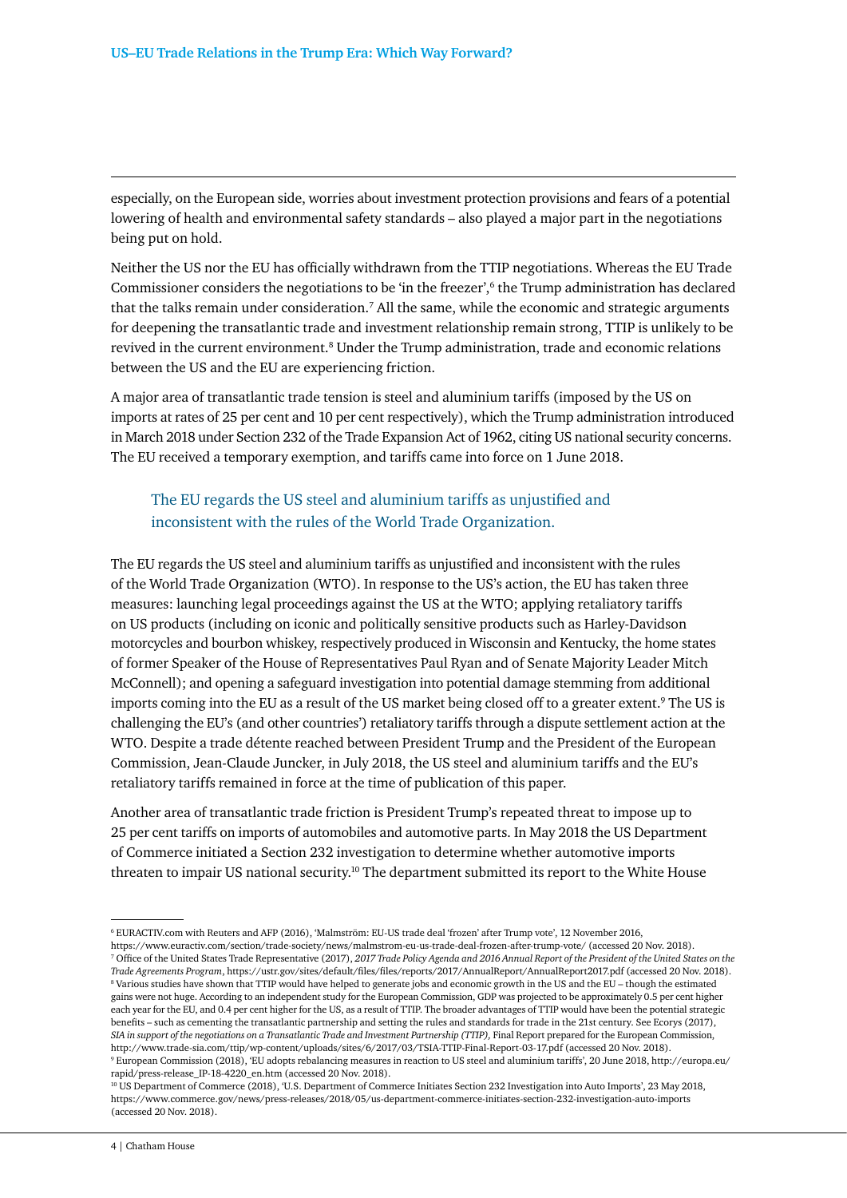especially, on the European side, worries about investment protection provisions and fears of a potential lowering of health and environmental safety standards – also played a major part in the negotiations being put on hold.

Neither the US nor the EU has officially withdrawn from the TTIP negotiations. Whereas the EU Trade Commissioner considers the negotiations to be 'in the freezer',[6] the Trump administration has declared that the talks remain under consideration.[7] All the same, while the economic and strategic arguments for deepening the transatlantic trade and investment relationship remain strong, TTIP is unlikely to be revived in the current environment.[8] Under the Trump administration, trade and economic relations between the US and the EU are experiencing friction.

A major area of transatlantic trade tension is steel and aluminium tariffs (imposed by the US on imports at rates of 25 per cent and 10 per cent respectively), which the Trump administration introduced in March 2018 under Section 232 of the Trade Expansion Act of 1962, citing US national security concerns. The EU received a temporary exemption, and tariffs came into force on 1 June 2018.

> The EU regards the US steel and aluminium tariffs as unjustified and inconsistent with the rules of the World Trade Organization.

The EU regards the US steel and aluminium tariffs as unjustified and inconsistent with the rules of the World Trade Organization (WTO). In response to the US's action, the EU has taken three measures: launching legal proceedings against the US at the WTO; applying retaliatory tariffs on US products (including on iconic and politically sensitive products such as Harley-Davidson motorcycles and bourbon whiskey, respectively produced in Wisconsin and Kentucky, the home states of former Speaker of the House of Representatives Paul Ryan and of Senate Majority Leader Mitch McConnell); and opening a safeguard investigation into potential damage stemming from additional imports coming into the EU as a result of the US market being closed off to a greater extent.[9] The US is challenging the EU's (and other countries') retaliatory tariffs through a dispute settlement action at the WTO. Despite a trade détente reached between President Trump and the President of the European Commission, Jean-Claude Juncker, in July 2018, the US steel and aluminium tariffs and the EU's retaliatory tariffs remained in force at the time of publication of this paper.

Another area of transatlantic trade friction is President Trump's repeated threat to impose up to 25 per cent tariffs on imports of automobiles and automotive parts. In May 2018 the US Department of Commerce initiated a Section 232 investigation to determine whether automotive imports threaten to impair US national security.[10] The department submitted its report to the White House

---

[6] EURACTIV.com with Reuters and AFP (2016), 'Malmström: EU-US trade deal 'frozen' after Trump vote', 12 November 2016, https://www.euractiv.com/section/trade-society/news/malmstrom-eu-us-trade-deal-frozen-after-trump-vote/ (accessed 20 Nov. 2018).

[7] Office of the United States Trade Representative (2017), *2017 Trade Policy Agenda and 2016 Annual Report of the President of the United States on the Trade Agreements Program*, https://ustr.gov/sites/default/files/files/reports/2017/AnnualReport/AnnualReport2017.pdf (accessed 20 Nov. 2018).

[8] Various studies have shown that TTIP would have helped to generate jobs and economic growth in the US and the EU – though the estimated gains were not huge. According to an independent study for the European Commission, GDP was projected to be approximately 0.5 per cent higher each year for the EU, and 0.4 per cent higher for the US, as a result of TTIP. The broader advantages of TTIP would have been the potential strategic benefits – such as cementing the transatlantic partnership and setting the rules and standards for trade in the 21st century. See Ecorys (2017), *SIA in support of the negotiations on a Transatlantic Trade and Investment Partnership (TTIP)*, Final Report prepared for the European Commission, http://www.trade-sia.com/ttip/wp-content/uploads/sites/6/2017/03/TSIA-TTIP-Final-Report-03-17.pdf (accessed 20 Nov. 2018).

[9] European Commission (2018), 'EU adopts rebalancing measures in reaction to US steel and aluminium tariffs', 20 June 2018, http://europa.eu/rapid/press-release_IP-18-4220_en.htm (accessed 20 Nov. 2018).

[10] US Department of Commerce (2018), 'U.S. Department of Commerce Initiates Section 232 Investigation into Auto Imports', 23 May 2018, https://www.commerce.gov/news/press-releases/2018/05/us-department-commerce-initiates-section-232-investigation-auto-imports (accessed 20 Nov. 2018).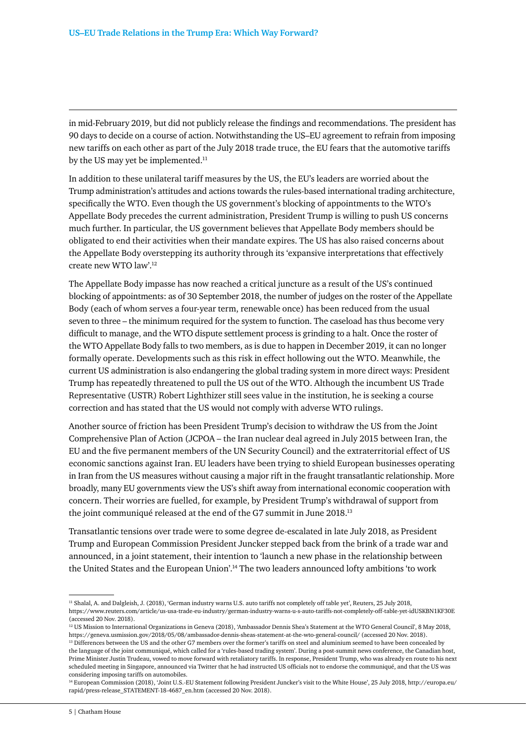in mid-February 2019, but did not publicly release the findings and recommendations. The president has 90 days to decide on a course of action. Notwithstanding the US–EU agreement to refrain from imposing new tariffs on each other as part of the July 2018 trade truce, the EU fears that the automotive tariffs by the US may yet be implemented.[11]

In addition to these unilateral tariff measures by the US, the EU's leaders are worried about the Trump administration's attitudes and actions towards the rules-based international trading architecture, specifically the WTO. Even though the US government's blocking of appointments to the WTO's Appellate Body precedes the current administration, President Trump is willing to push US concerns much further. In particular, the US government believes that Appellate Body members should be obligated to end their activities when their mandate expires. The US has also raised concerns about the Appellate Body overstepping its authority through its 'expansive interpretations that effectively create new WTO law'.[12]

The Appellate Body impasse has now reached a critical juncture as a result of the US's continued blocking of appointments: as of 30 September 2018, the number of judges on the roster of the Appellate Body (each of whom serves a four-year term, renewable once) has been reduced from the usual seven to three – the minimum required for the system to function. The caseload has thus become very difficult to manage, and the WTO dispute settlement process is grinding to a halt. Once the roster of the WTO Appellate Body falls to two members, as is due to happen in December 2019, it can no longer formally operate. Developments such as this risk in effect hollowing out the WTO. Meanwhile, the current US administration is also endangering the global trading system in more direct ways: President Trump has repeatedly threatened to pull the US out of the WTO. Although the incumbent US Trade Representative (USTR) Robert Lighthizer still sees value in the institution, he is seeking a course correction and has stated that the US would not comply with adverse WTO rulings.

Another source of friction has been President Trump's decision to withdraw the US from the Joint Comprehensive Plan of Action (JCPOA – the Iran nuclear deal agreed in July 2015 between Iran, the EU and the five permanent members of the UN Security Council) and the extraterritorial effect of US economic sanctions against Iran. EU leaders have been trying to shield European businesses operating in Iran from the US measures without causing a major rift in the fraught transatlantic relationship. More broadly, many EU governments view the US's shift away from international economic cooperation with concern. Their worries are fuelled, for example, by President Trump's withdrawal of support from the joint communiqué released at the end of the G7 summit in June 2018.[13]

Transatlantic tensions over trade were to some degree de-escalated in late July 2018, as President Trump and European Commission President Juncker stepped back from the brink of a trade war and announced, in a joint statement, their intention to 'launch a new phase in the relationship between the United States and the European Union'.[14] The two leaders announced lofty ambitions 'to work

---

[11] Shalal, A. and Dalgleish, J. (2018), 'German industry warns U.S. auto tariffs not completely off table yet', Reuters, 25 July 2018, https://www.reuters.com/article/us-usa-trade-eu-industry/german-industry-warns-u-s-auto-tariffs-not-completely-off-table-yet-idUSKBN1KF30E (accessed 20 Nov. 2018).

[12] US Mission to International Organizations in Geneva (2018), 'Ambassador Dennis Shea's Statement at the WTO General Council', 8 May 2018, https://geneva.usmission.gov/2018/05/08/ambassador-dennis-sheas-statement-at-the-wto-general-council/ (accessed 20 Nov. 2018).

[13] Differences between the US and the other G7 members over the former's tariffs on steel and aluminium seemed to have been concealed by the language of the joint communiqué, which called for a 'rules-based trading system'. During a post-summit news conference, the Canadian host, Prime Minister Justin Trudeau, vowed to move forward with retaliatory tariffs. In response, President Trump, who was already en route to his next scheduled meeting in Singapore, announced via Twitter that he had instructed US officials not to endorse the communiqué, and that the US was considering imposing tariffs on automobiles.

[14] European Commission (2018), 'Joint U.S.-EU Statement following President Juncker's visit to the White House', 25 July 2018, http://europa.eu/rapid/press-release_STATEMENT-18-4687_en.htm (accessed 20 Nov. 2018).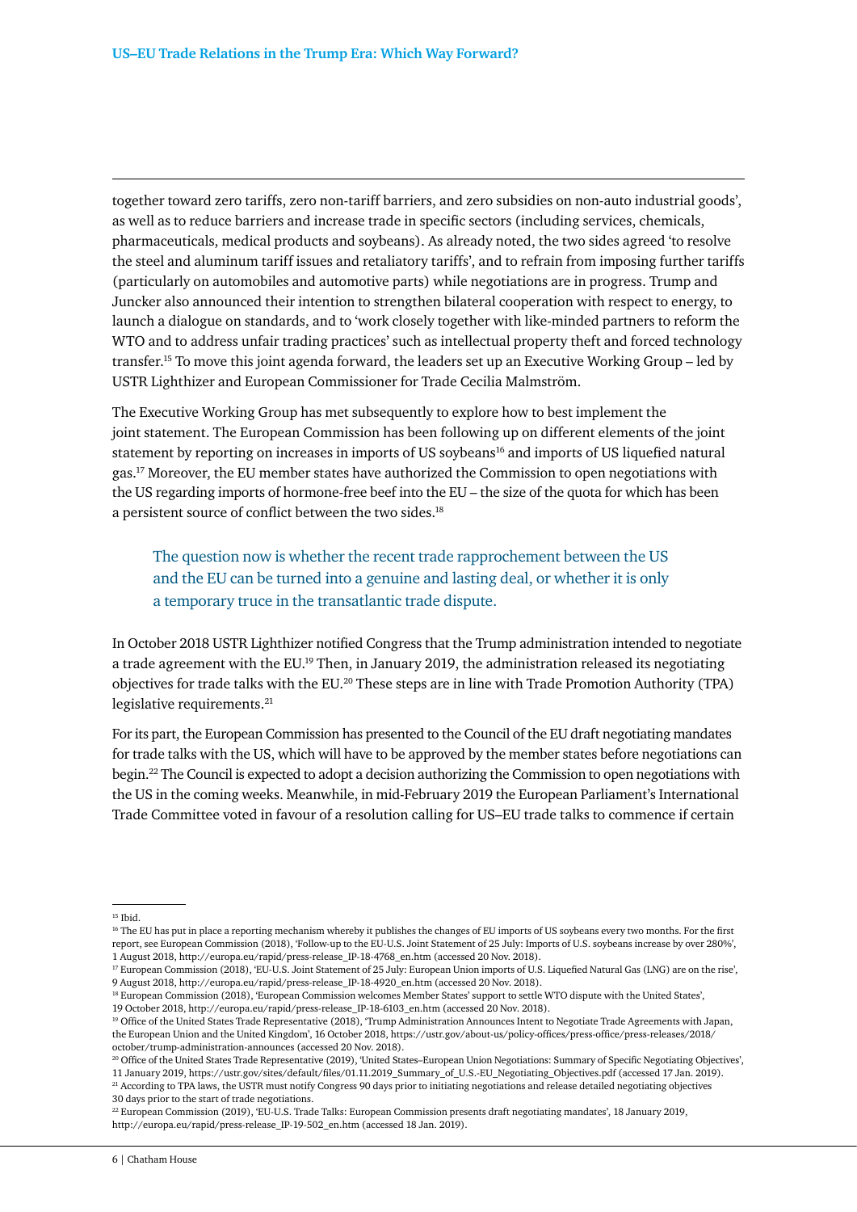together toward zero tariffs, zero non-tariff barriers, and zero subsidies on non-auto industrial goods', as well as to reduce barriers and increase trade in specific sectors (including services, chemicals, pharmaceuticals, medical products and soybeans). As already noted, the two sides agreed 'to resolve the steel and aluminum tariff issues and retaliatory tariffs', and to refrain from imposing further tariffs (particularly on automobiles and automotive parts) while negotiations are in progress. Trump and Juncker also announced their intention to strengthen bilateral cooperation with respect to energy, to launch a dialogue on standards, and to 'work closely together with like-minded partners to reform the WTO and to address unfair trading practices' such as intellectual property theft and forced technology transfer.[15] To move this joint agenda forward, the leaders set up an Executive Working Group – led by USTR Lighthizer and European Commissioner for Trade Cecilia Malmström.

The Executive Working Group has met subsequently to explore how to best implement the joint statement. The European Commission has been following up on different elements of the joint statement by reporting on increases in imports of US soybeans[16] and imports of US liquefied natural gas.[17] Moreover, the EU member states have authorized the Commission to open negotiations with the US regarding imports of hormone-free beef into the EU – the size of the quota for which has been a persistent source of conflict between the two sides.[18]

> The question now is whether the recent trade rapprochement between the US and the EU can be turned into a genuine and lasting deal, or whether it is only a temporary truce in the transatlantic trade dispute.

In October 2018 USTR Lighthizer notified Congress that the Trump administration intended to negotiate a trade agreement with the EU.[19] Then, in January 2019, the administration released its negotiating objectives for trade talks with the EU.[20] These steps are in line with Trade Promotion Authority (TPA) legislative requirements.[21]

For its part, the European Commission has presented to the Council of the EU draft negotiating mandates for trade talks with the US, which will have to be approved by the member states before negotiations can begin.[22] The Council is expected to adopt a decision authorizing the Commission to open negotiations with the US in the coming weeks. Meanwhile, in mid-February 2019 the European Parliament's International Trade Committee voted in favour of a resolution calling for US–EU trade talks to commence if certain

---

[15] Ibid.

[16] The EU has put in place a reporting mechanism whereby it publishes the changes of EU imports of US soybeans every two months. For the first report, see European Commission (2018), 'Follow-up to the EU-U.S. Joint Statement of 25 July: Imports of U.S. soybeans increase by over 280%', 1 August 2018, http://europa.eu/rapid/press-release_IP-18-4768_en.htm (accessed 20 Nov. 2018).

[17] European Commission (2018), 'EU-U.S. Joint Statement of 25 July: European Union imports of U.S. Liquefied Natural Gas (LNG) are on the rise', 9 August 2018, http://europa.eu/rapid/press-release_IP-18-4920_en.htm (accessed 20 Nov. 2018).

[18] European Commission (2018), 'European Commission welcomes Member States' support to settle WTO dispute with the United States', 19 October 2018, http://europa.eu/rapid/press-release_IP-18-6103_en.htm (accessed 20 Nov. 2018).

[19] Office of the United States Trade Representative (2018), 'Trump Administration Announces Intent to Negotiate Trade Agreements with Japan, the European Union and the United Kingdom', 16 October 2018, https://ustr.gov/about-us/policy-offices/press-office/press-releases/2018/october/trump-administration-announces (accessed 20 Nov. 2018).

[20] Office of the United States Trade Representative (2019), 'United States–European Union Negotiations: Summary of Specific Negotiating Objectives', 11 January 2019, https://ustr.gov/sites/default/files/01.11.2019_Summary_of_U.S.-EU_Negotiating_Objectives.pdf (accessed 17 Jan. 2019).

[21] According to TPA laws, the USTR must notify Congress 90 days prior to initiating negotiations and release detailed negotiating objectives 30 days prior to the start of trade negotiations.

[22] European Commission (2019), 'EU-U.S. Trade Talks: European Commission presents draft negotiating mandates', 18 January 2019, http://europa.eu/rapid/press-release_IP-19-502_en.htm (accessed 18 Jan. 2019).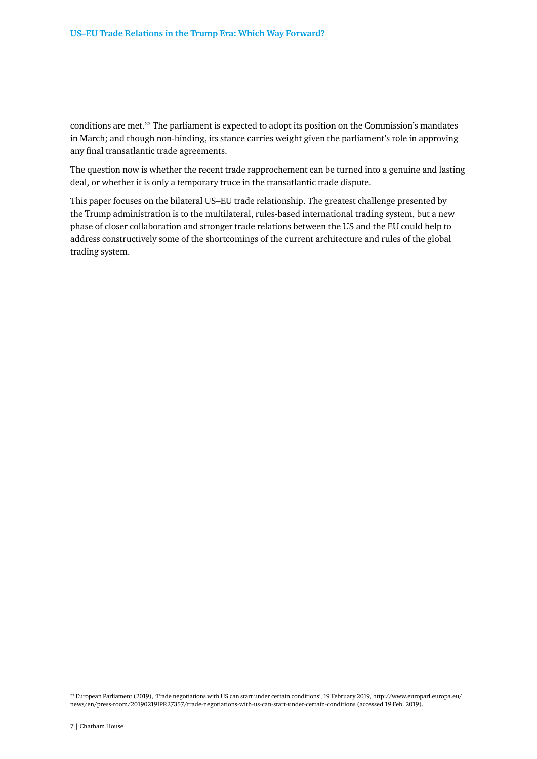conditions are met.[23] The parliament is expected to adopt its position on the Commission's mandates in March; and though non-binding, its stance carries weight given the parliament's role in approving any final transatlantic trade agreements.

The question now is whether the recent trade rapprochement can be turned into a genuine and lasting deal, or whether it is only a temporary truce in the transatlantic trade dispute.

This paper focuses on the bilateral US–EU trade relationship. The greatest challenge presented by the Trump administration is to the multilateral, rules-based international trading system, but a new phase of closer collaboration and stronger trade relations between the US and the EU could help to address constructively some of the shortcomings of the current architecture and rules of the global trading system.

---

[23] European Parliament (2019), 'Trade negotiations with US can start under certain conditions', 19 February 2019, http://www.europarl.europa.eu/news/en/press-room/20190219IPR27357/trade-negotiations-with-us-can-start-under-certain-conditions (accessed 19 Feb. 2019).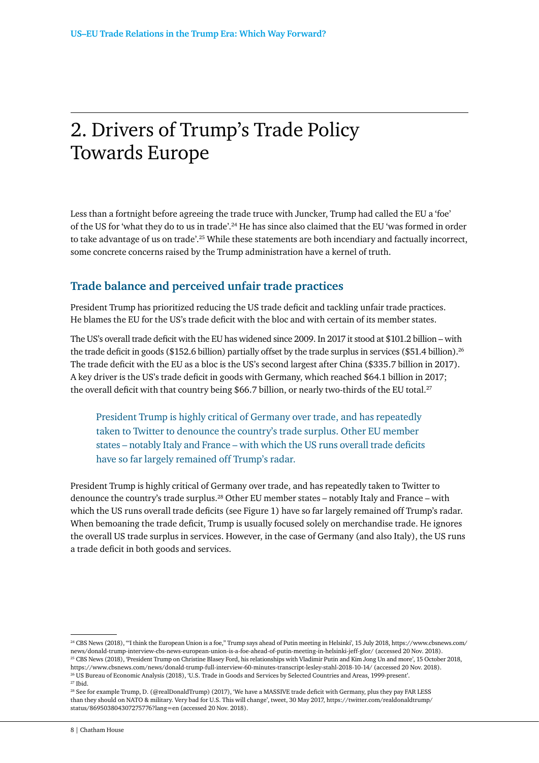# 2. Drivers of Trump's Trade Policy Towards Europe

Less than a fortnight before agreeing the trade truce with Juncker, Trump had called the EU a 'foe' of the US for 'what they do to us in trade'.[24] He has since also claimed that the EU 'was formed in order to take advantage of us on trade'.[25] While these statements are both incendiary and factually incorrect, some concrete concerns raised by the Trump administration have a kernel of truth.

## Trade balance and perceived unfair trade practices

President Trump has prioritized reducing the US trade deficit and tackling unfair trade practices. He blames the EU for the US's trade deficit with the bloc and with certain of its member states.

The US's overall trade deficit with the EU has widened since 2009. In 2017 it stood at $101.2 billion – with the trade deficit in goods ($152.6 billion) partially offset by the trade surplus in services ($51.4 billion).[26] The trade deficit with the EU as a bloc is the US's second largest after China ($335.7 billion in 2017). A key driver is the US's trade deficit in goods with Germany, which reached $64.1 billion in 2017; the overall deficit with that country being $66.7 billion, or nearly two-thirds of the EU total.[27]

> President Trump is highly critical of Germany over trade, and has repeatedly taken to Twitter to denounce the country's trade surplus. Other EU member states – notably Italy and France – with which the US runs overall trade deficits have so far largely remained off Trump's radar.

President Trump is highly critical of Germany over trade, and has repeatedly taken to Twitter to denounce the country's trade surplus.[28] Other EU member states – notably Italy and France – with which the US runs overall trade deficits (see Figure 1) have so far largely remained off Trump's radar. When bemoaning the trade deficit, Trump is usually focused solely on merchandise trade. He ignores the overall US trade surplus in services. However, in the case of Germany (and also Italy), the US runs a trade deficit in both goods and services.

---

[24] CBS News (2018), '"I think the European Union is a foe," Trump says ahead of Putin meeting in Helsinki', 15 July 2018, https://www.cbsnews.com/news/donald-trump-interview-cbs-news-european-union-is-a-foe-ahead-of-putin-meeting-in-helsinki-jeff-glor/ (accessed 20 Nov. 2018).

[25] CBS News (2018), 'President Trump on Christine Blasey Ford, his relationships with Vladimir Putin and Kim Jong Un and more', 15 October 2018, https://www.cbsnews.com/news/donald-trump-full-interview-60-minutes-transcript-lesley-stahl-2018-10-14/ (accessed 20 Nov. 2018).

[26] US Bureau of Economic Analysis (2018), 'U.S. Trade in Goods and Services by Selected Countries and Areas, 1999-present'.

[27] Ibid.

[28] See for example Trump, D. (@realDonaldTrump) (2017), 'We have a MASSIVE trade deficit with Germany, plus they pay FAR LESS than they should on NATO & military. Very bad for U.S. This will change', tweet, 30 May 2017, https://twitter.com/realdonaldtrump/status/869503804307275776?lang=en (accessed 20 Nov. 2018).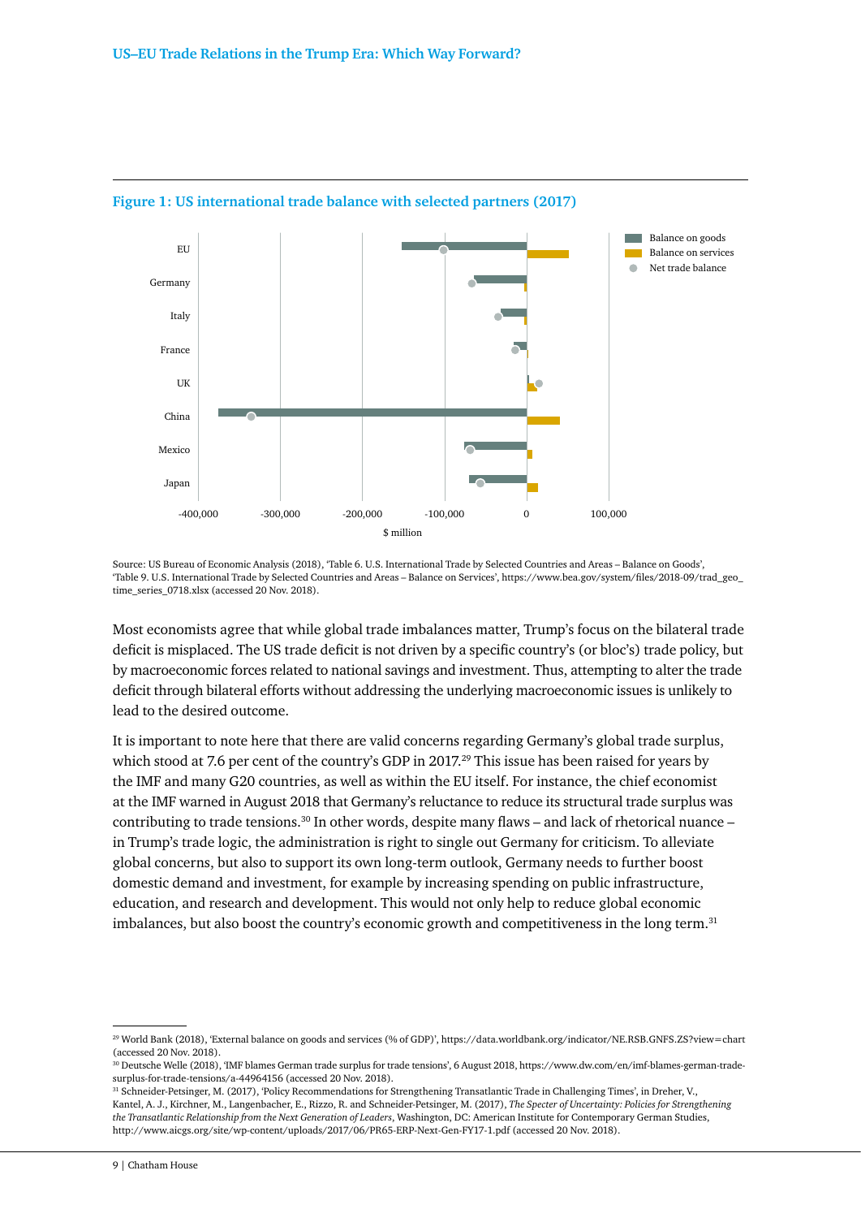**Figure 1: US international trade balance with selected partners (2017)**

Source: US Bureau of Economic Analysis (2018), 'Table 6. U.S. International Trade by Selected Countries and Areas – Balance on Goods', 'Table 9. U.S. International Trade by Selected Countries and Areas – Balance on Services', https://www.bea.gov/system/files/2018-09/trad_geo_time_series_0718.xlsx (accessed 20 Nov. 2018).

Most economists agree that while global trade imbalances matter, Trump's focus on the bilateral trade deficit is misplaced. The US trade deficit is not driven by a specific country's (or bloc's) trade policy, but by macroeconomic forces related to national savings and investment. Thus, attempting to alter the trade deficit through bilateral efforts without addressing the underlying macroeconomic issues is unlikely to lead to the desired outcome.

It is important to note here that there are valid concerns regarding Germany's global trade surplus, which stood at 7.6 per cent of the country's GDP in 2017.[29] This issue has been raised for years by the IMF and many G20 countries, as well as within the EU itself. For instance, the chief economist at the IMF warned in August 2018 that Germany's reluctance to reduce its structural trade surplus was contributing to trade tensions.[30] In other words, despite many flaws – and lack of rhetorical nuance – in Trump's trade logic, the administration is right to single out Germany for criticism. To alleviate global concerns, but also to support its own long-term outlook, Germany needs to further boost domestic demand and investment, for example by increasing spending on public infrastructure, education, and research and development. This would not only help to reduce global economic imbalances, but also boost the country's economic growth and competitiveness in the long term.[31]

---

[29] World Bank (2018), 'External balance on goods and services (% of GDP)', https://data.worldbank.org/indicator/NE.RSB.GNFS.ZS?view=chart (accessed 20 Nov. 2018).

[30] Deutsche Welle (2018), 'IMF blames German trade surplus for trade tensions', 6 August 2018, https://www.dw.com/en/imf-blames-german-trade-surplus-for-trade-tensions/a-44964156 (accessed 20 Nov. 2018).

[31] Schneider-Petsinger, M. (2017), 'Policy Recommendations for Strengthening Transatlantic Trade in Challenging Times', in Dreher, V., Kantel, A. J., Kirchner, M., Langenbacher, E., Rizzo, R. and Schneider-Petsinger, M. (2017), *The Specter of Uncertainty: Policies for Strengthening the Transatlantic Relationship from the Next Generation of Leaders*, Washington, DC: American Institute for Contemporary German Studies, http://www.aicgs.org/site/wp-content/uploads/2017/06/PR65-ERP-Next-Gen-FY17-1.pdf (accessed 20 Nov. 2018).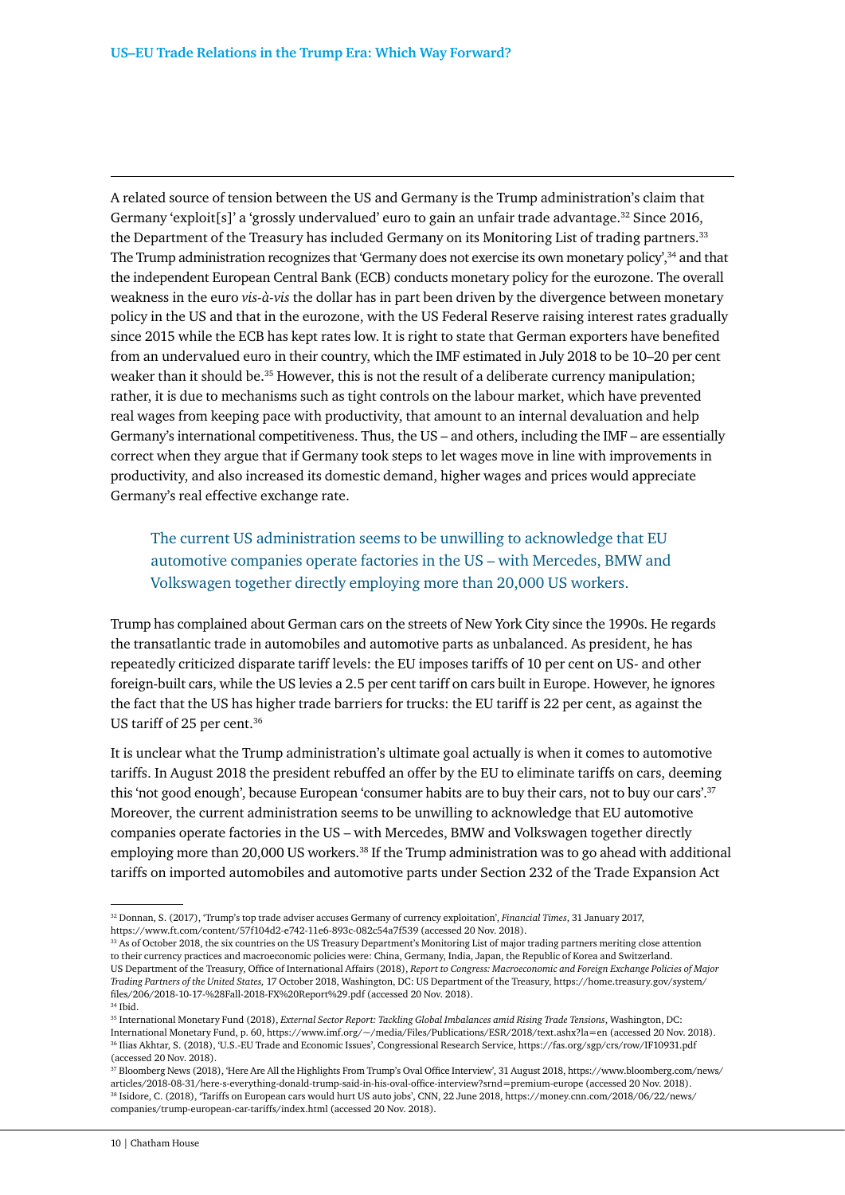A related source of tension between the US and Germany is the Trump administration's claim that Germany 'exploit[s]' a 'grossly undervalued' euro to gain an unfair trade advantage.[32] Since 2016, the Department of the Treasury has included Germany on its Monitoring List of trading partners.[33] The Trump administration recognizes that 'Germany does not exercise its own monetary policy',[34] and that the independent European Central Bank (ECB) conducts monetary policy for the eurozone. The overall weakness in the euro *vis-à-vis* the dollar has in part been driven by the divergence between monetary policy in the US and that in the eurozone, with the US Federal Reserve raising interest rates gradually since 2015 while the ECB has kept rates low. It is right to state that German exporters have benefited from an undervalued euro in their country, which the IMF estimated in July 2018 to be 10–20 per cent weaker than it should be.[35] However, this is not the result of a deliberate currency manipulation; rather, it is due to mechanisms such as tight controls on the labour market, which have prevented real wages from keeping pace with productivity, that amount to an internal devaluation and help Germany's international competitiveness. Thus, the US – and others, including the IMF – are essentially correct when they argue that if Germany took steps to let wages move in line with improvements in productivity, and also increased its domestic demand, higher wages and prices would appreciate Germany's real effective exchange rate.

> The current US administration seems to be unwilling to acknowledge that EU automotive companies operate factories in the US – with Mercedes, BMW and Volkswagen together directly employing more than 20,000 US workers.

Trump has complained about German cars on the streets of New York City since the 1990s. He regards the transatlantic trade in automobiles and automotive parts as unbalanced. As president, he has repeatedly criticized disparate tariff levels: the EU imposes tariffs of 10 per cent on US- and other foreign-built cars, while the US levies a 2.5 per cent tariff on cars built in Europe. However, he ignores the fact that the US has higher trade barriers for trucks: the EU tariff is 22 per cent, as against the US tariff of 25 per cent.[36]

It is unclear what the Trump administration's ultimate goal actually is when it comes to automotive tariffs. In August 2018 the president rebuffed an offer by the EU to eliminate tariffs on cars, deeming this 'not good enough', because European 'consumer habits are to buy their cars, not to buy our cars'.[37] Moreover, the current administration seems to be unwilling to acknowledge that EU automotive companies operate factories in the US – with Mercedes, BMW and Volkswagen together directly employing more than 20,000 US workers.[38] If the Trump administration was to go ahead with additional tariffs on imported automobiles and automotive parts under Section 232 of the Trade Expansion Act

---

[32] Donnan, S. (2017), 'Trump's top trade adviser accuses Germany of currency exploitation', *Financial Times*, 31 January 2017, https://www.ft.com/content/57f104d2-e742-11e6-893c-082c54a7f539 (accessed 20 Nov. 2018).

[33] As of October 2018, the six countries on the US Treasury Department's Monitoring List of major trading partners meriting close attention to their currency practices and macroeconomic policies were: China, Germany, India, Japan, the Republic of Korea and Switzerland. US Department of the Treasury, Office of International Affairs (2018), *Report to Congress: Macroeconomic and Foreign Exchange Policies of Major Trading Partners of the United States,* 17 October 2018, Washington, DC: US Department of the Treasury, https://home.treasury.gov/system/files/206/2018-10-17-%28Fall-2018-FX%20Report%29.pdf (accessed 20 Nov. 2018).

[34] Ibid.

[35] International Monetary Fund (2018), *External Sector Report: Tackling Global Imbalances amid Rising Trade Tensions*, Washington, DC: International Monetary Fund, p. 60, https://www.imf.org/~/media/Files/Publications/ESR/2018/text.ashx?la=en (accessed 20 Nov. 2018).

[36] Ilias Akhtar, S. (2018), 'U.S.-EU Trade and Economic Issues', Congressional Research Service, https://fas.org/sgp/crs/row/IF10931.pdf (accessed 20 Nov. 2018).

[37] Bloomberg News (2018), 'Here Are All the Highlights From Trump's Oval Office Interview', 31 August 2018, https://www.bloomberg.com/news/articles/2018-08-31/here-s-everything-donald-trump-said-in-his-oval-office-interview?srnd=premium-europe (accessed 20 Nov. 2018).

[38] Isidore, C. (2018), 'Tariffs on European cars would hurt US auto jobs', CNN, 22 June 2018, https://money.cnn.com/2018/06/22/news/companies/trump-european-car-tariffs/index.html (accessed 20 Nov. 2018).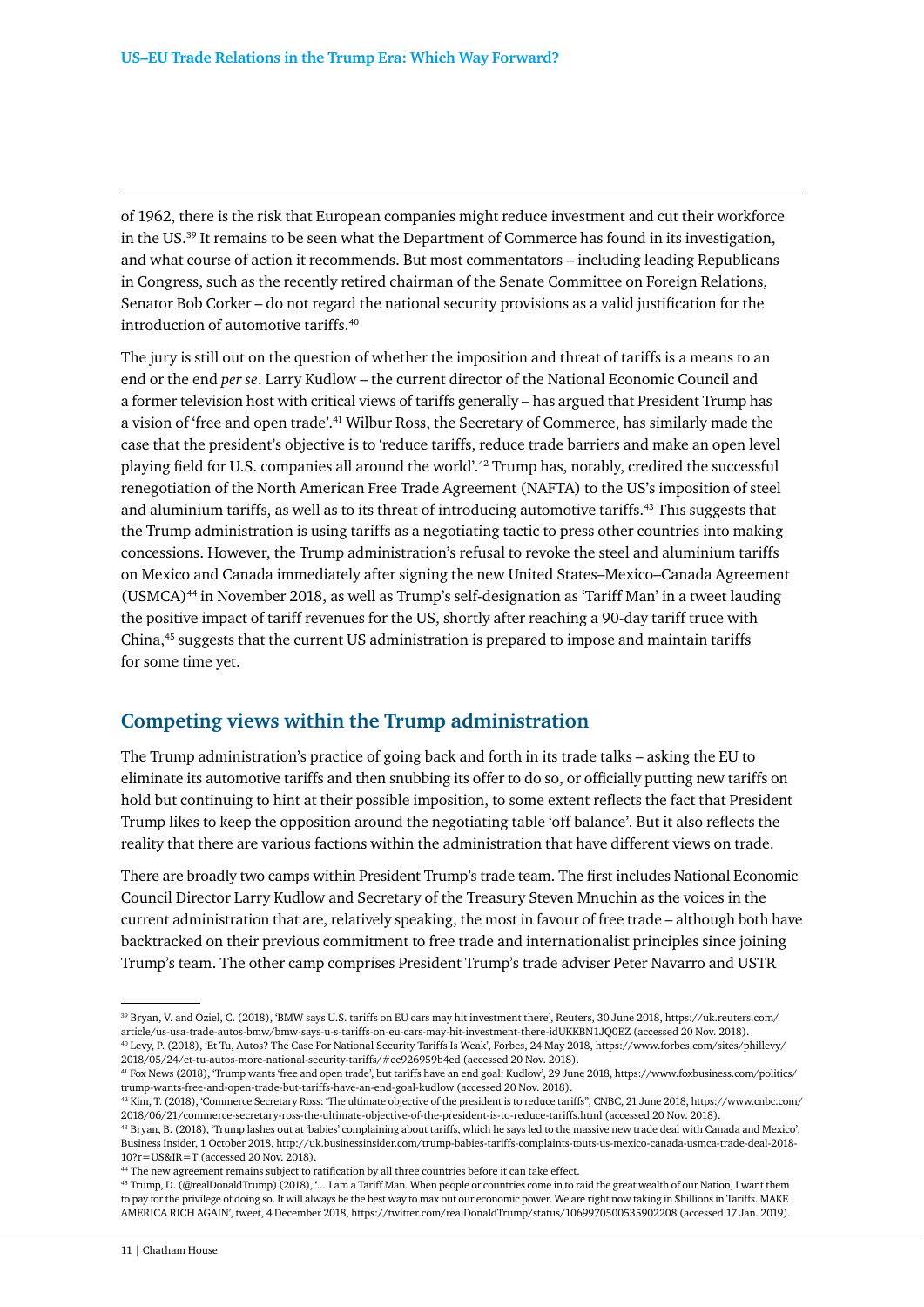of 1962, there is the risk that European companies might reduce investment and cut their workforce in the US.[39] It remains to be seen what the Department of Commerce has found in its investigation, and what course of action it recommends. But most commentators – including leading Republicans in Congress, such as the recently retired chairman of the Senate Committee on Foreign Relations, Senator Bob Corker – do not regard the national security provisions as a valid justification for the introduction of automotive tariffs.[40]

The jury is still out on the question of whether the imposition and threat of tariffs is a means to an end or the end *per se*. Larry Kudlow – the current director of the National Economic Council and a former television host with critical views of tariffs generally – has argued that President Trump has a vision of 'free and open trade'.[41] Wilbur Ross, the Secretary of Commerce, has similarly made the case that the president's objective is to 'reduce tariffs, reduce trade barriers and make an open level playing field for U.S. companies all around the world'.[42] Trump has, notably, credited the successful renegotiation of the North American Free Trade Agreement (NAFTA) to the US's imposition of steel and aluminium tariffs, as well as to its threat of introducing automotive tariffs.[43] This suggests that the Trump administration is using tariffs as a negotiating tactic to press other countries into making concessions. However, the Trump administration's refusal to revoke the steel and aluminium tariffs on Mexico and Canada immediately after signing the new United States–Mexico–Canada Agreement (USMCA)[44] in November 2018, as well as Trump's self-designation as 'Tariff Man' in a tweet lauding the positive impact of tariff revenues for the US, shortly after reaching a 90-day tariff truce with China,[45] suggests that the current US administration is prepared to impose and maintain tariffs for some time yet.

## Competing views within the Trump administration

The Trump administration's practice of going back and forth in its trade talks – asking the EU to eliminate its automotive tariffs and then snubbing its offer to do so, or officially putting new tariffs on hold but continuing to hint at their possible imposition, to some extent reflects the fact that President Trump likes to keep the opposition around the negotiating table 'off balance'. But it also reflects the reality that there are various factions within the administration that have different views on trade.

There are broadly two camps within President Trump's trade team. The first includes National Economic Council Director Larry Kudlow and Secretary of the Treasury Steven Mnuchin as the voices in the current administration that are, relatively speaking, the most in favour of free trade – although both have backtracked on their previous commitment to free trade and internationalist principles since joining Trump's team. The other camp comprises President Trump's trade adviser Peter Navarro and USTR

---

[39] Bryan, V. and Oziel, C. (2018), 'BMW says U.S. tariffs on EU cars may hit investment there', Reuters, 30 June 2018, https://uk.reuters.com/article/us-usa-trade-autos-bmw/bmw-says-u-s-tariffs-on-eu-cars-may-hit-investment-there-idUKKBN1JQ0EZ (accessed 20 Nov. 2018).

[40] Levy, P. (2018), 'Et Tu, Autos? The Case For National Security Tariffs Is Weak', Forbes, 24 May 2018, https://www.forbes.com/sites/phillevy/2018/05/24/et-tu-autos-more-national-security-tariffs/#ee926959b4ed (accessed 20 Nov. 2018).

[41] Fox News (2018), 'Trump wants 'free and open trade', but tariffs have an end goal: Kudlow', 29 June 2018, https://www.foxbusiness.com/politics/trump-wants-free-and-open-trade-but-tariffs-have-an-end-goal-kudlow (accessed 20 Nov. 2018).

[42] Kim, T. (2018), 'Commerce Secretary Ross: 'The ultimate objective of the president is to reduce tariffs'', CNBC, 21 June 2018, https://www.cnbc.com/2018/06/21/commerce-secretary-ross-the-ultimate-objective-of-the-president-is-to-reduce-tariffs.html (accessed 20 Nov. 2018).

[43] Bryan, B. (2018), 'Trump lashes out at 'babies' complaining about tariffs, which he says led to the massive new trade deal with Canada and Mexico', Business Insider, 1 October 2018, http://uk.businessinsider.com/trump-babies-tariffs-complaints-touts-us-mexico-canada-usmca-trade-deal-2018-10?r=US&IR=T (accessed 20 Nov. 2018).

[44] The new agreement remains subject to ratification by all three countries before it can take effect.

[45] Trump, D. (@realDonaldTrump) (2018), '….I am a Tariff Man. When people or countries come in to raid the great wealth of our Nation, I want them to pay for the privilege of doing so. It will always be the best way to max out our economic power. We are right now taking in $billions in Tariffs. MAKE AMERICA RICH AGAIN', tweet, 4 December 2018, https://twitter.com/realDonaldTrump/status/1069970500535902208 (accessed 17 Jan. 2019).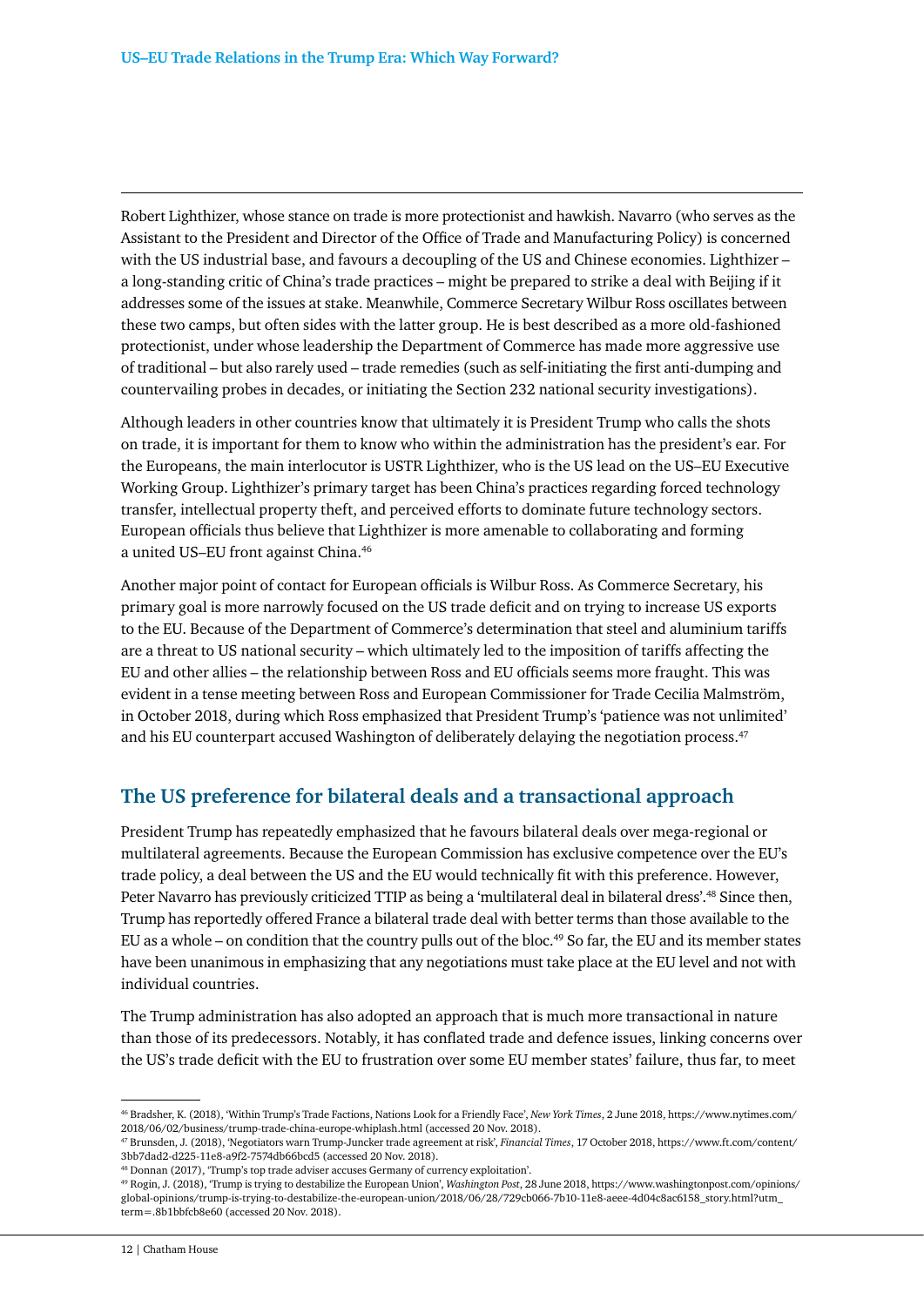Robert Lighthizer, whose stance on trade is more protectionist and hawkish. Navarro (who serves as the Assistant to the President and Director of the Office of Trade and Manufacturing Policy) is concerned with the US industrial base, and favours a decoupling of the US and Chinese economies. Lighthizer – a long-standing critic of China's trade practices – might be prepared to strike a deal with Beijing if it addresses some of the issues at stake. Meanwhile, Commerce Secretary Wilbur Ross oscillates between these two camps, but often sides with the latter group. He is best described as a more old-fashioned protectionist, under whose leadership the Department of Commerce has made more aggressive use of traditional – but also rarely used – trade remedies (such as self-initiating the first anti-dumping and countervailing probes in decades, or initiating the Section 232 national security investigations).

Although leaders in other countries know that ultimately it is President Trump who calls the shots on trade, it is important for them to know who within the administration has the president's ear. For the Europeans, the main interlocutor is USTR Lighthizer, who is the US lead on the US–EU Executive Working Group. Lighthizer's primary target has been China's practices regarding forced technology transfer, intellectual property theft, and perceived efforts to dominate future technology sectors. European officials thus believe that Lighthizer is more amenable to collaborating and forming a united US–EU front against China.[46]

Another major point of contact for European officials is Wilbur Ross. As Commerce Secretary, his primary goal is more narrowly focused on the US trade deficit and on trying to increase US exports to the EU. Because of the Department of Commerce's determination that steel and aluminium tariffs are a threat to US national security – which ultimately led to the imposition of tariffs affecting the EU and other allies – the relationship between Ross and EU officials seems more fraught. This was evident in a tense meeting between Ross and European Commissioner for Trade Cecilia Malmström, in October 2018, during which Ross emphasized that President Trump's 'patience was not unlimited' and his EU counterpart accused Washington of deliberately delaying the negotiation process.[47]

## The US preference for bilateral deals and a transactional approach

President Trump has repeatedly emphasized that he favours bilateral deals over mega-regional or multilateral agreements. Because the European Commission has exclusive competence over the EU's trade policy, a deal between the US and the EU would technically fit with this preference. However, Peter Navarro has previously criticized TTIP as being a 'multilateral deal in bilateral dress'.[48] Since then, Trump has reportedly offered France a bilateral trade deal with better terms than those available to the EU as a whole – on condition that the country pulls out of the bloc.[49] So far, the EU and its member states have been unanimous in emphasizing that any negotiations must take place at the EU level and not with individual countries.

The Trump administration has also adopted an approach that is much more transactional in nature than those of its predecessors. Notably, it has conflated trade and defence issues, linking concerns over the US's trade deficit with the EU to frustration over some EU member states' failure, thus far, to meet

---

[46] Bradsher, K. (2018), 'Within Trump's Trade Factions, Nations Look for a Friendly Face', *New York Times*, 2 June 2018, https://www.nytimes.com/2018/06/02/business/trump-trade-china-europe-whiplash.html (accessed 20 Nov. 2018).

[47] Brunsden, J. (2018), 'Negotiators warn Trump-Juncker trade agreement at risk', *Financial Times*, 17 October 2018, https://www.ft.com/content/3bb7dad2-d225-11e8-a9f2-7574db66bcd5 (accessed 20 Nov. 2018).

[48] Donnan (2017), 'Trump's top trade adviser accuses Germany of currency exploitation'.

[49] Rogin, J. (2018), 'Trump is trying to destabilize the European Union', *Washington Post*, 28 June 2018, https://www.washingtonpost.com/opinions/global-opinions/trump-is-trying-to-destabilize-the-european-union/2018/06/28/729cb066-7b10-11e8-aeee-4d04c8ac6158_story.html?utm_term=.8b1bbfcb8e60 (accessed 20 Nov. 2018).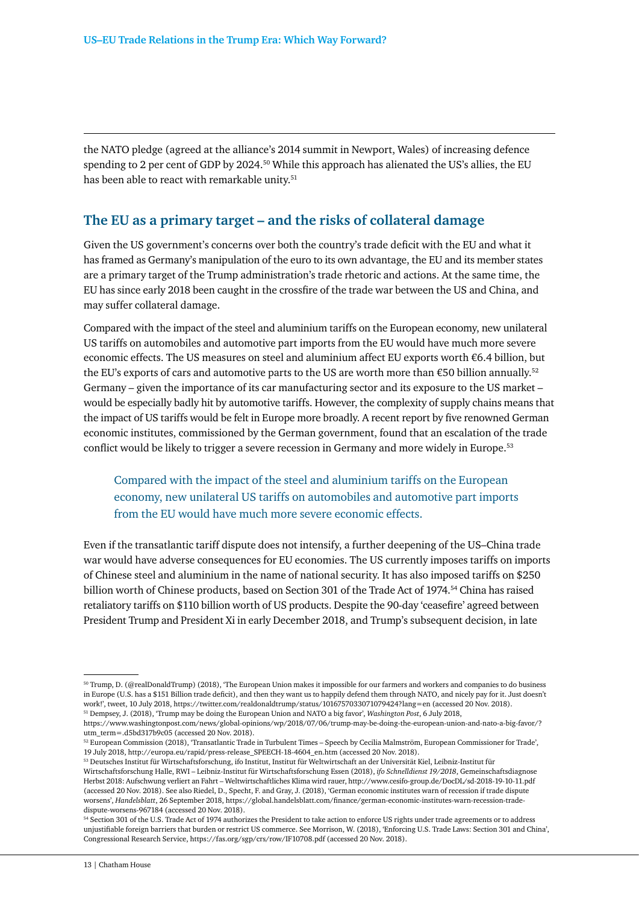the NATO pledge (agreed at the alliance's 2014 summit in Newport, Wales) of increasing defence spending to 2 per cent of GDP by 2024.[50] While this approach has alienated the US's allies, the EU has been able to react with remarkable unity.[51]

## The EU as a primary target – and the risks of collateral damage

Given the US government's concerns over both the country's trade deficit with the EU and what it has framed as Germany's manipulation of the euro to its own advantage, the EU and its member states are a primary target of the Trump administration's trade rhetoric and actions. At the same time, the EU has since early 2018 been caught in the crossfire of the trade war between the US and China, and may suffer collateral damage.

Compared with the impact of the steel and aluminium tariffs on the European economy, new unilateral US tariffs on automobiles and automotive part imports from the EU would have much more severe economic effects. The US measures on steel and aluminium affect EU exports worth €6.4 billion, but the EU's exports of cars and automotive parts to the US are worth more than €50 billion annually.[52] Germany – given the importance of its car manufacturing sector and its exposure to the US market – would be especially badly hit by automotive tariffs. However, the complexity of supply chains means that the impact of US tariffs would be felt in Europe more broadly. A recent report by five renowned German economic institutes, commissioned by the German government, found that an escalation of the trade conflict would be likely to trigger a severe recession in Germany and more widely in Europe.[53]

> Compared with the impact of the steel and aluminium tariffs on the European economy, new unilateral US tariffs on automobiles and automotive part imports from the EU would have much more severe economic effects.

Even if the transatlantic tariff dispute does not intensify, a further deepening of the US–China trade war would have adverse consequences for EU economies. The US currently imposes tariffs on imports of Chinese steel and aluminium in the name of national security. It has also imposed tariffs on $250 billion worth of Chinese products, based on Section 301 of the Trade Act of 1974.[54] China has raised retaliatory tariffs on $110 billion worth of US products. Despite the 90-day 'ceasefire' agreed between President Trump and President Xi in early December 2018, and Trump's subsequent decision, in late

---

[50] Trump, D. (@realDonaldTrump) (2018), 'The European Union makes it impossible for our farmers and workers and companies to do business in Europe (U.S. has a $151 Billion trade deficit), and then they want us to happily defend them through NATO, and nicely pay for it. Just doesn't work!', tweet, 10 July 2018, https://twitter.com/realdonaldtrump/status/1016757033071079424?lang=en (accessed 20 Nov. 2018).

[51] Dempsey, J. (2018), 'Trump may be doing the European Union and NATO a big favor', *Washington Post*, 6 July 2018, https://www.washingtonpost.com/news/global-opinions/wp/2018/07/06/trump-may-be-doing-the-european-union-and-nato-a-big-favor/?utm_term=.d5bd317b9c05 (accessed 20 Nov. 2018).

[52] European Commission (2018), 'Transatlantic Trade in Turbulent Times – Speech by Cecilia Malmström, European Commissioner for Trade', 19 July 2018, http://europa.eu/rapid/press-release_SPEECH-18-4604_en.htm (accessed 20 Nov. 2018).

[53] Deutsches Institut für Wirtschaftsforschung, ifo Institut, Institut für Weltwirtschaft an der Universität Kiel, Leibniz-Institut für Wirtschaftsforschung Halle, RWI – Leibniz-Institut für Wirtschaftsforschung Essen (2018), *ifo Schnelldienst 19/2018*, Gemeinschaftsdiagnose Herbst 2018: Aufschwung verliert an Fahrt – Weltwirtschaftliches Klima wird rauer, http://www.cesifo-group.de/DocDL/sd-2018-19-10-11.pdf (accessed 20 Nov. 2018). See also Riedel, D., Specht, F. and Gray, J. (2018), 'German economic institutes warn of recession if trade dispute worsens', *Handelsblatt*, 26 September 2018, https://global.handelsblatt.com/finance/german-economic-institutes-warn-recession-trade-dispute-worsens-967184 (accessed 20 Nov. 2018).

[54] Section 301 of the U.S. Trade Act of 1974 authorizes the President to take action to enforce US rights under trade agreements or to address unjustifiable foreign barriers that burden or restrict US commerce. See Morrison, W. (2018), 'Enforcing U.S. Trade Laws: Section 301 and China', Congressional Research Service, https://fas.org/sgp/crs/row/IF10708.pdf (accessed 20 Nov. 2018).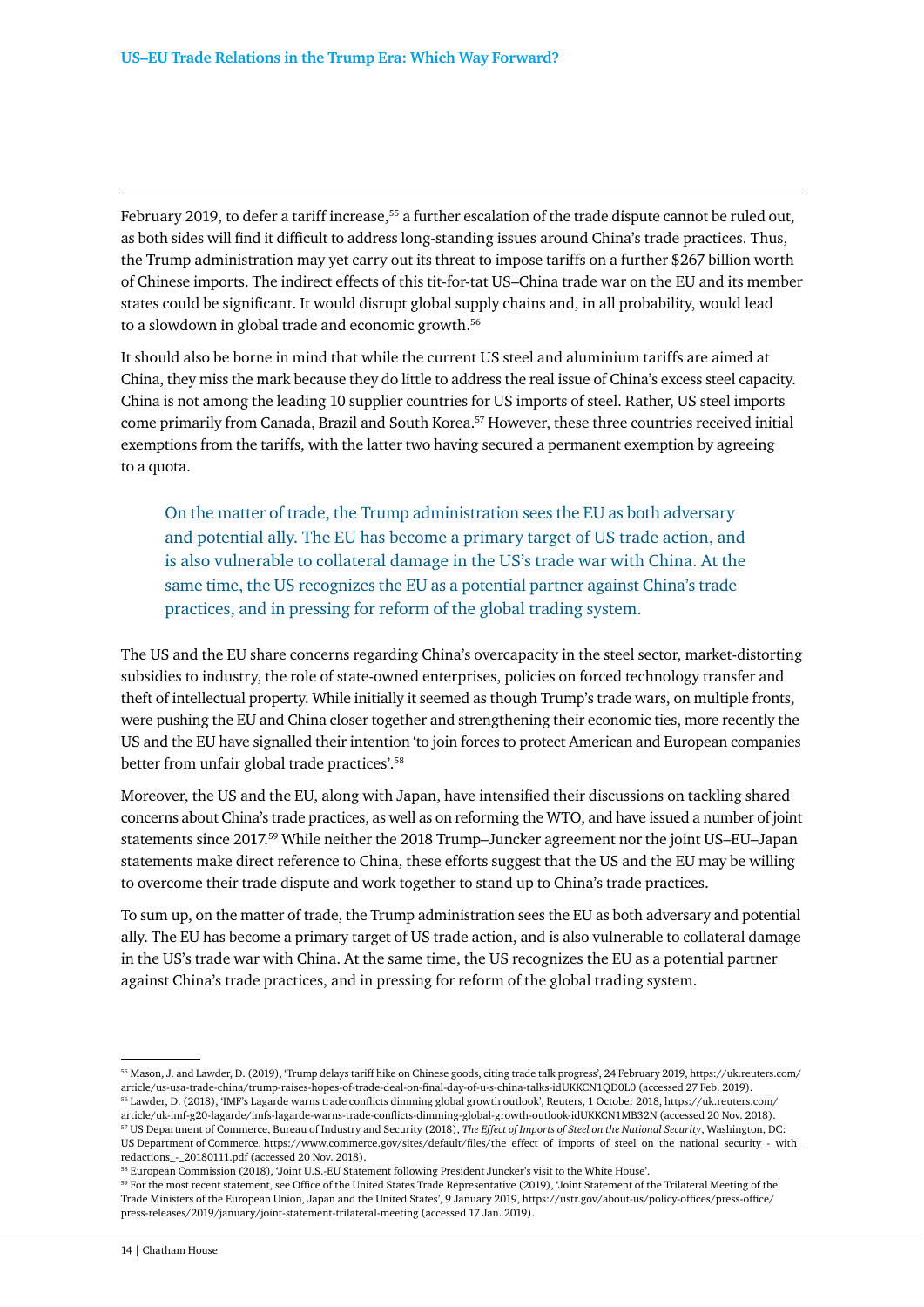February 2019, to defer a tariff increase,[55] a further escalation of the trade dispute cannot be ruled out, as both sides will find it difficult to address long-standing issues around China's trade practices. Thus, the Trump administration may yet carry out its threat to impose tariffs on a further $267 billion worth of Chinese imports. The indirect effects of this tit-for-tat US–China trade war on the EU and its member states could be significant. It would disrupt global supply chains and, in all probability, would lead to a slowdown in global trade and economic growth.[56]

It should also be borne in mind that while the current US steel and aluminium tariffs are aimed at China, they miss the mark because they do little to address the real issue of China's excess steel capacity. China is not among the leading 10 supplier countries for US imports of steel. Rather, US steel imports come primarily from Canada, Brazil and South Korea.[57] However, these three countries received initial exemptions from the tariffs, with the latter two having secured a permanent exemption by agreeing to a quota.

> On the matter of trade, the Trump administration sees the EU as both adversary and potential ally. The EU has become a primary target of US trade action, and is also vulnerable to collateral damage in the US's trade war with China. At the same time, the US recognizes the EU as a potential partner against China's trade practices, and in pressing for reform of the global trading system.

The US and the EU share concerns regarding China's overcapacity in the steel sector, market-distorting subsidies to industry, the role of state-owned enterprises, policies on forced technology transfer and theft of intellectual property. While initially it seemed as though Trump's trade wars, on multiple fronts, were pushing the EU and China closer together and strengthening their economic ties, more recently the US and the EU have signalled their intention 'to join forces to protect American and European companies better from unfair global trade practices'.[58]

Moreover, the US and the EU, along with Japan, have intensified their discussions on tackling shared concerns about China's trade practices, as well as on reforming the WTO, and have issued a number of joint statements since 2017.[59] While neither the 2018 Trump–Juncker agreement nor the joint US–EU–Japan statements make direct reference to China, these efforts suggest that the US and the EU may be willing to overcome their trade dispute and work together to stand up to China's trade practices.

To sum up, on the matter of trade, the Trump administration sees the EU as both adversary and potential ally. The EU has become a primary target of US trade action, and is also vulnerable to collateral damage in the US's trade war with China. At the same time, the US recognizes the EU as a potential partner against China's trade practices, and in pressing for reform of the global trading system.

---

[55] Mason, J. and Lawder, D. (2019), 'Trump delays tariff hike on Chinese goods, citing trade talk progress', 24 February 2019, https://uk.reuters.com/article/us-usa-trade-china/trump-raises-hopes-of-trade-deal-on-final-day-of-u-s-china-talks-idUKKCN1QD0L0 (accessed 27 Feb. 2019).

[56] Lawder, D. (2018), 'IMF's Lagarde warns trade conflicts dimming global growth outlook', Reuters, 1 October 2018, https://uk.reuters.com/article/uk-imf-g20-lagarde/imfs-lagarde-warns-trade-conflicts-dimming-global-growth-outlook-idUKKCN1MB32N (accessed 20 Nov. 2018).

[57] US Department of Commerce, Bureau of Industry and Security (2018), *The Effect of Imports of Steel on the National Security*, Washington, DC: US Department of Commerce, https://www.commerce.gov/sites/default/files/the_effect_of_imports_of_steel_on_the_national_security_-_with_redactions_-_20180111.pdf (accessed 20 Nov. 2018).

[58] European Commission (2018), 'Joint U.S.-EU Statement following President Juncker's visit to the White House'.

[59] For the most recent statement, see Office of the United States Trade Representative (2019), 'Joint Statement of the Trilateral Meeting of the Trade Ministers of the European Union, Japan and the United States', 9 January 2019, https://ustr.gov/about-us/policy-offices/press-office/press-releases/2019/january/joint-statement-trilateral-meeting (accessed 17 Jan. 2019).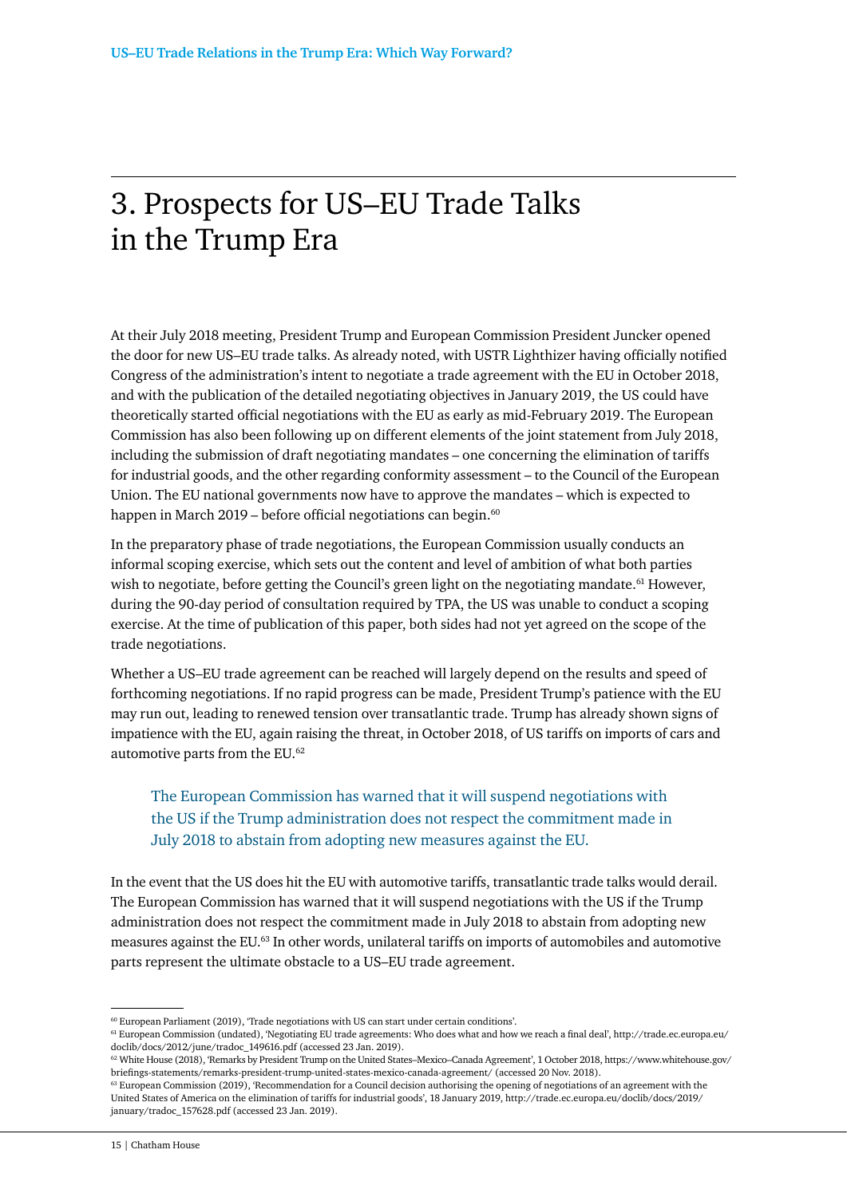# 3. Prospects for US–EU Trade Talks in the Trump Era

At their July 2018 meeting, President Trump and European Commission President Juncker opened the door for new US–EU trade talks. As already noted, with USTR Lighthizer having officially notified Congress of the administration's intent to negotiate a trade agreement with the EU in October 2018, and with the publication of the detailed negotiating objectives in January 2019, the US could have theoretically started official negotiations with the EU as early as mid-February 2019. The European Commission has also been following up on different elements of the joint statement from July 2018, including the submission of draft negotiating mandates – one concerning the elimination of tariffs for industrial goods, and the other regarding conformity assessment – to the Council of the European Union. The EU national governments now have to approve the mandates – which is expected to happen in March 2019 – before official negotiations can begin.[60]

In the preparatory phase of trade negotiations, the European Commission usually conducts an informal scoping exercise, which sets out the content and level of ambition of what both parties wish to negotiate, before getting the Council's green light on the negotiating mandate.[61] However, during the 90-day period of consultation required by TPA, the US was unable to conduct a scoping exercise. At the time of publication of this paper, both sides had not yet agreed on the scope of the trade negotiations.

Whether a US–EU trade agreement can be reached will largely depend on the results and speed of forthcoming negotiations. If no rapid progress can be made, President Trump's patience with the EU may run out, leading to renewed tension over transatlantic trade. Trump has already shown signs of impatience with the EU, again raising the threat, in October 2018, of US tariffs on imports of cars and automotive parts from the EU.[62]

> The European Commission has warned that it will suspend negotiations with the US if the Trump administration does not respect the commitment made in July 2018 to abstain from adopting new measures against the EU.

In the event that the US does hit the EU with automotive tariffs, transatlantic trade talks would derail. The European Commission has warned that it will suspend negotiations with the US if the Trump administration does not respect the commitment made in July 2018 to abstain from adopting new measures against the EU.[63] In other words, unilateral tariffs on imports of automobiles and automotive parts represent the ultimate obstacle to a US–EU trade agreement.

---

[60] European Parliament (2019), 'Trade negotiations with US can start under certain conditions'.

[61] European Commission (undated), 'Negotiating EU trade agreements: Who does what and how we reach a final deal', http://trade.ec.europa.eu/doclib/docs/2012/june/tradoc_149616.pdf (accessed 23 Jan. 2019).

[62] White House (2018), 'Remarks by President Trump on the United States–Mexico–Canada Agreement', 1 October 2018, https://www.whitehouse.gov/briefings-statements/remarks-president-trump-united-states-mexico-canada-agreement/ (accessed 20 Nov. 2018).

[63] European Commission (2019), 'Recommendation for a Council decision authorising the opening of negotiations of an agreement with the United States of America on the elimination of tariffs for industrial goods', 18 January 2019, http://trade.ec.europa.eu/doclib/docs/2019/january/tradoc_157628.pdf (accessed 23 Jan. 2019).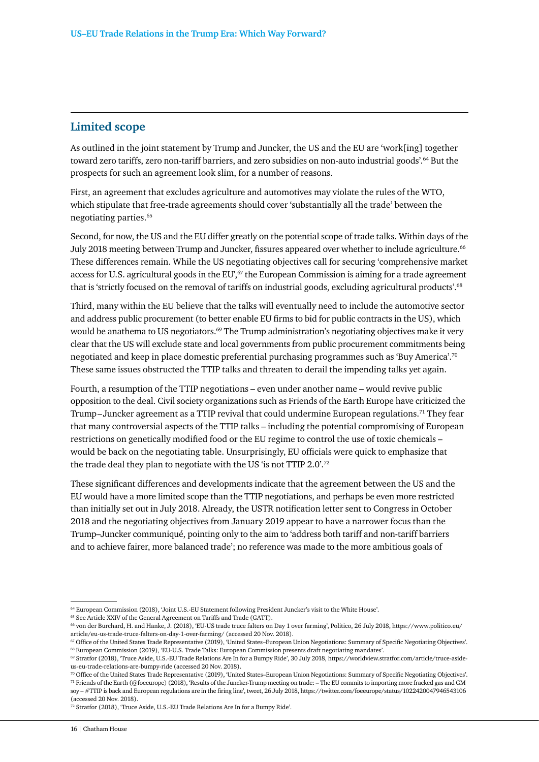## Limited scope

As outlined in the joint statement by Trump and Juncker, the US and the EU are 'work[ing] together toward zero tariffs, zero non-tariff barriers, and zero subsidies on non-auto industrial goods'.[64] But the prospects for such an agreement look slim, for a number of reasons.

First, an agreement that excludes agriculture and automotives may violate the rules of the WTO, which stipulate that free-trade agreements should cover 'substantially all the trade' between the negotiating parties.[65]

Second, for now, the US and the EU differ greatly on the potential scope of trade talks. Within days of the July 2018 meeting between Trump and Juncker, fissures appeared over whether to include agriculture.[66] These differences remain. While the US negotiating objectives call for securing 'comprehensive market access for U.S. agricultural goods in the EU',[67] the European Commission is aiming for a trade agreement that is 'strictly focused on the removal of tariffs on industrial goods, excluding agricultural products'.[68]

Third, many within the EU believe that the talks will eventually need to include the automotive sector and address public procurement (to better enable EU firms to bid for public contracts in the US), which would be anathema to US negotiators.[69] The Trump administration's negotiating objectives make it very clear that the US will exclude state and local governments from public procurement commitments being negotiated and keep in place domestic preferential purchasing programmes such as 'Buy America'.[70] These same issues obstructed the TTIP talks and threaten to derail the impending talks yet again.

Fourth, a resumption of the TTIP negotiations – even under another name – would revive public opposition to the deal. Civil society organizations such as Friends of the Earth Europe have criticized the Trump–Juncker agreement as a TTIP revival that could undermine European regulations.[71] They fear that many controversial aspects of the TTIP talks – including the potential compromising of European restrictions on genetically modified food or the EU regime to control the use of toxic chemicals – would be back on the negotiating table. Unsurprisingly, EU officials were quick to emphasize that the trade deal they plan to negotiate with the US 'is not TTIP 2.0'.[72]

These significant differences and developments indicate that the agreement between the US and the EU would have a more limited scope than the TTIP negotiations, and perhaps be even more restricted than initially set out in July 2018. Already, the USTR notification letter sent to Congress in October 2018 and the negotiating objectives from January 2019 appear to have a narrower focus than the Trump–Juncker communiqué, pointing only to the aim to 'address both tariff and non-tariff barriers and to achieve fairer, more balanced trade'; no reference was made to the more ambitious goals of

---

[64] European Commission (2018), 'Joint U.S.-EU Statement following President Juncker's visit to the White House'.

[65] See Article XXIV of the General Agreement on Tariffs and Trade (GATT).

[66] von der Burchard, H. and Hanke, J. (2018), 'EU-US trade truce falters on Day 1 over farming', Politico, 26 July 2018, https://www.politico.eu/article/eu-us-trade-truce-falters-on-day-1-over-farming/ (accessed 20 Nov. 2018).

[67] Office of the United States Trade Representative (2019), 'United States–European Union Negotiations: Summary of Specific Negotiating Objectives'.

[68] European Commission (2019), 'EU-U.S. Trade Talks: European Commission presents draft negotiating mandates'.

[69] Stratfor (2018), 'Truce Aside, U.S.-EU Trade Relations Are In for a Bumpy Ride', 30 July 2018, https://worldview.stratfor.com/article/truce-aside-us-eu-trade-relations-are-bumpy-ride (accessed 20 Nov. 2018).

[70] Office of the United States Trade Representative (2019), 'United States–European Union Negotiations: Summary of Specific Negotiating Objectives'.

[71] Friends of the Earth (@foeeurope) (2018), 'Results of the Juncker-Trump meeting on trade: – The EU commits to importing more fracked gas and GM soy – #TTIP is back and European regulations are in the firing line', tweet, 26 July 2018, https://twitter.com/foeeurope/status/1022420047946543106 (accessed 20 Nov. 2018).

[72] Stratfor (2018), 'Truce Aside, U.S.-EU Trade Relations Are In for a Bumpy Ride'.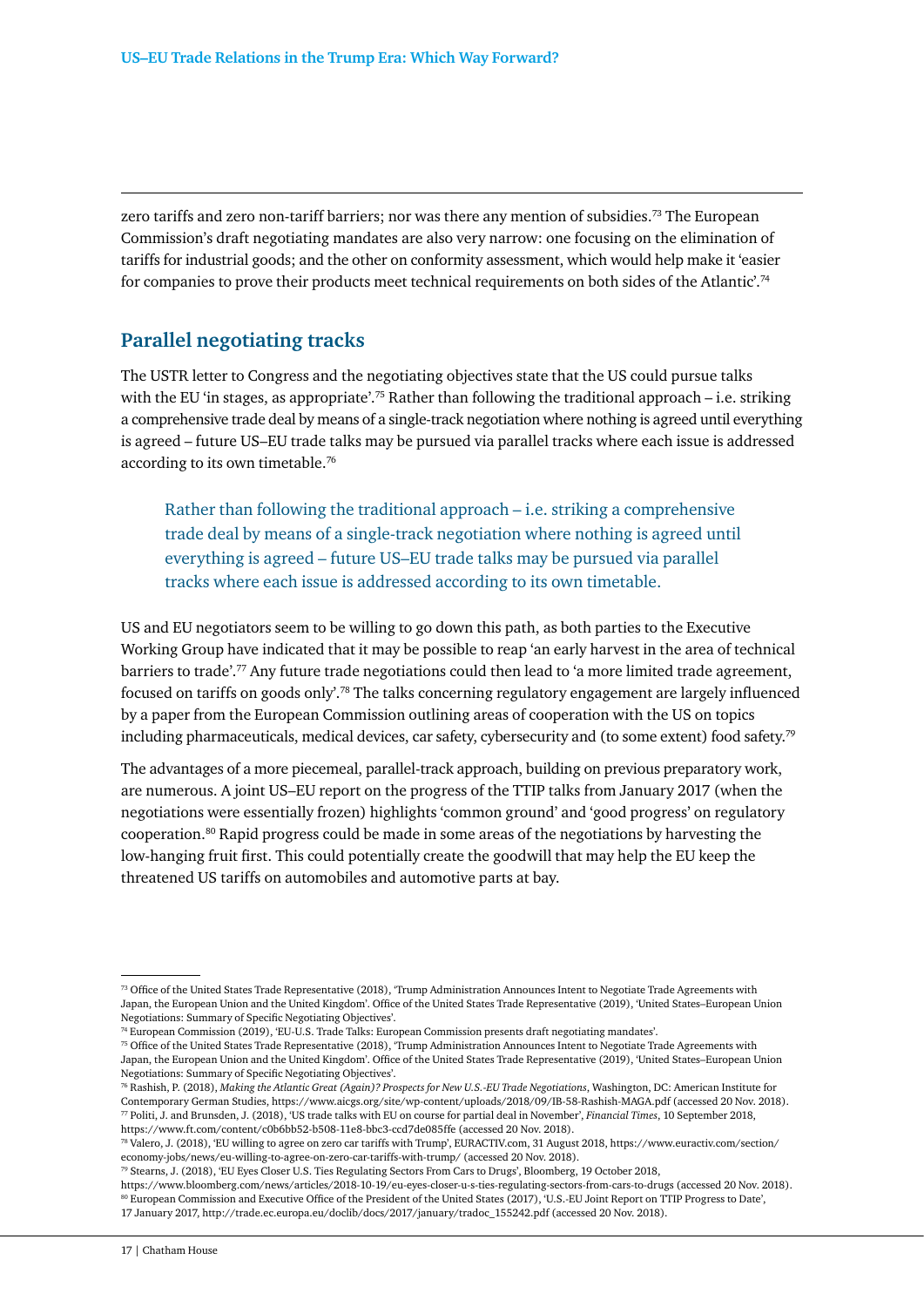zero tariffs and zero non-tariff barriers; nor was there any mention of subsidies.[73] The European Commission's draft negotiating mandates are also very narrow: one focusing on the elimination of tariffs for industrial goods; and the other on conformity assessment, which would help make it 'easier for companies to prove their products meet technical requirements on both sides of the Atlantic'.[74]

## Parallel negotiating tracks

The USTR letter to Congress and the negotiating objectives state that the US could pursue talks with the EU 'in stages, as appropriate'.[75] Rather than following the traditional approach – i.e. striking a comprehensive trade deal by means of a single-track negotiation where nothing is agreed until everything is agreed – future US–EU trade talks may be pursued via parallel tracks where each issue is addressed according to its own timetable.[76]

> Rather than following the traditional approach – i.e. striking a comprehensive trade deal by means of a single-track negotiation where nothing is agreed until everything is agreed – future US–EU trade talks may be pursued via parallel tracks where each issue is addressed according to its own timetable.

US and EU negotiators seem to be willing to go down this path, as both parties to the Executive Working Group have indicated that it may be possible to reap 'an early harvest in the area of technical barriers to trade'.[77] Any future trade negotiations could then lead to 'a more limited trade agreement, focused on tariffs on goods only'.[78] The talks concerning regulatory engagement are largely influenced by a paper from the European Commission outlining areas of cooperation with the US on topics including pharmaceuticals, medical devices, car safety, cybersecurity and (to some extent) food safety.[79]

The advantages of a more piecemeal, parallel-track approach, building on previous preparatory work, are numerous. A joint US–EU report on the progress of the TTIP talks from January 2017 (when the negotiations were essentially frozen) highlights 'common ground' and 'good progress' on regulatory cooperation.[80] Rapid progress could be made in some areas of the negotiations by harvesting the low-hanging fruit first. This could potentially create the goodwill that may help the EU keep the threatened US tariffs on automobiles and automotive parts at bay.

---

[73] Office of the United States Trade Representative (2018), 'Trump Administration Announces Intent to Negotiate Trade Agreements with Japan, the European Union and the United Kingdom'. Office of the United States Trade Representative (2019), 'United States–European Union Negotiations: Summary of Specific Negotiating Objectives'.

[74] European Commission (2019), 'EU-U.S. Trade Talks: European Commission presents draft negotiating mandates'.

[75] Office of the United States Trade Representative (2018), 'Trump Administration Announces Intent to Negotiate Trade Agreements with Japan, the European Union and the United Kingdom'. Office of the United States Trade Representative (2019), 'United States–European Union Negotiations: Summary of Specific Negotiating Objectives'.

[76] Rashish, P. (2018), *Making the Atlantic Great (Again)? Prospects for New U.S.-EU Trade Negotiations*, Washington, DC: American Institute for Contemporary German Studies, https://www.aicgs.org/site/wp-content/uploads/2018/09/IB-58-Rashish-MAGA.pdf (accessed 20 Nov. 2018).

[77] Politi, J. and Brunsden, J. (2018), 'US trade talks with EU on course for partial deal in November', *Financial Times*, 10 September 2018, https://www.ft.com/content/c0b6bb52-b508-11e8-bbc3-ccd7de085ffe (accessed 20 Nov. 2018).

[78] Valero, J. (2018), 'EU willing to agree on zero car tariffs with Trump', EURACTIV.com, 31 August 2018, https://www.euractiv.com/section/economy-jobs/news/eu-willing-to-agree-on-zero-car-tariffs-with-trump/ (accessed 20 Nov. 2018).

[79] Stearns, J. (2018), 'EU Eyes Closer U.S. Ties Regulating Sectors From Cars to Drugs', Bloomberg, 19 October 2018, https://www.bloomberg.com/news/articles/2018-10-19/eu-eyes-closer-u-s-ties-regulating-sectors-from-cars-to-drugs (accessed 20 Nov. 2018).

[80] European Commission and Executive Office of the President of the United States (2017), 'U.S.-EU Joint Report on TTIP Progress to Date', 17 January 2017, http://trade.ec.europa.eu/doclib/docs/2017/january/tradoc_155242.pdf (accessed 20 Nov. 2018).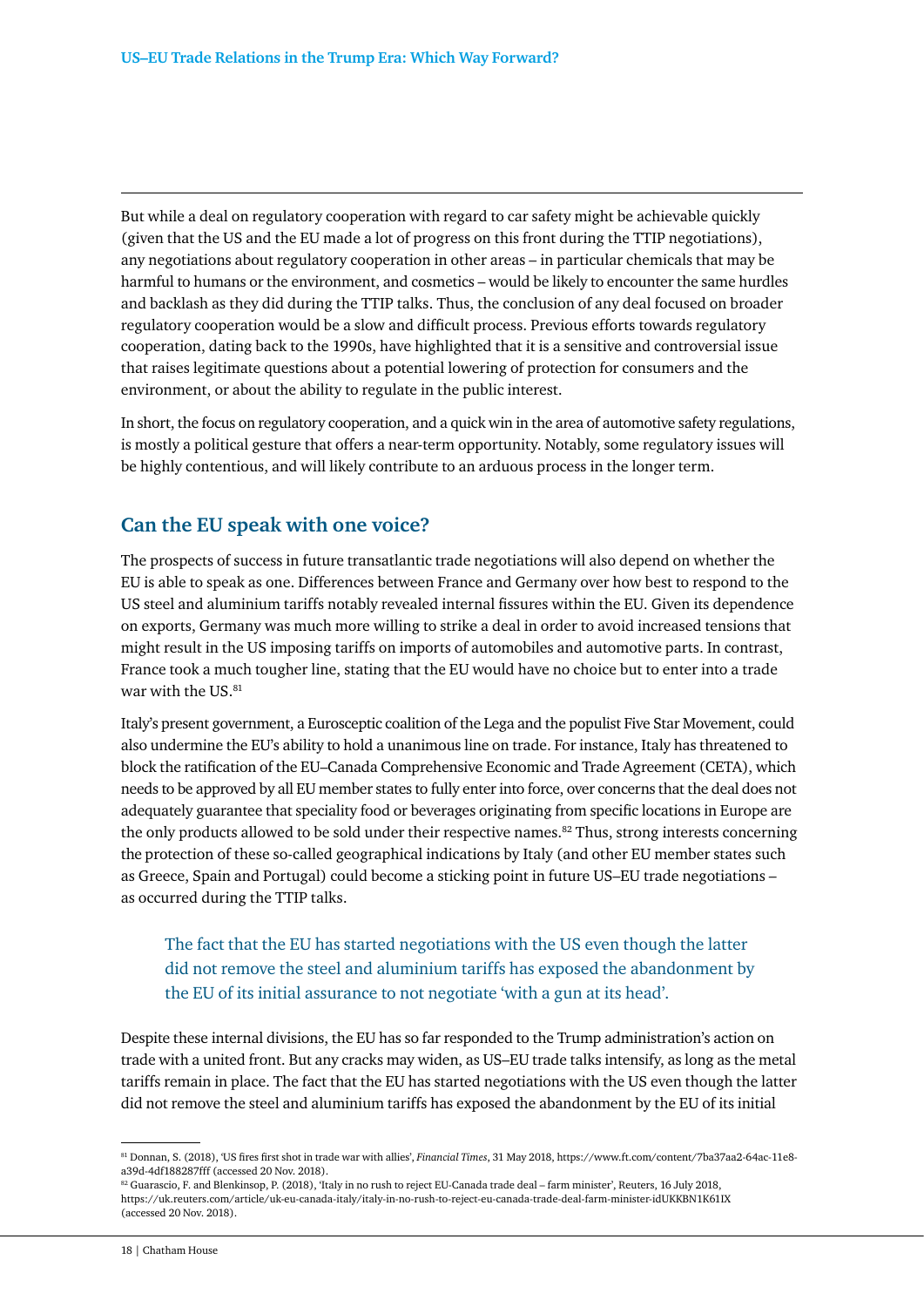But while a deal on regulatory cooperation with regard to car safety might be achievable quickly (given that the US and the EU made a lot of progress on this front during the TTIP negotiations), any negotiations about regulatory cooperation in other areas – in particular chemicals that may be harmful to humans or the environment, and cosmetics – would be likely to encounter the same hurdles and backlash as they did during the TTIP talks. Thus, the conclusion of any deal focused on broader regulatory cooperation would be a slow and difficult process. Previous efforts towards regulatory cooperation, dating back to the 1990s, have highlighted that it is a sensitive and controversial issue that raises legitimate questions about a potential lowering of protection for consumers and the environment, or about the ability to regulate in the public interest.

In short, the focus on regulatory cooperation, and a quick win in the area of automotive safety regulations, is mostly a political gesture that offers a near-term opportunity. Notably, some regulatory issues will be highly contentious, and will likely contribute to an arduous process in the longer term.

## Can the EU speak with one voice?

The prospects of success in future transatlantic trade negotiations will also depend on whether the EU is able to speak as one. Differences between France and Germany over how best to respond to the US steel and aluminium tariffs notably revealed internal fissures within the EU. Given its dependence on exports, Germany was much more willing to strike a deal in order to avoid increased tensions that might result in the US imposing tariffs on imports of automobiles and automotive parts. In contrast, France took a much tougher line, stating that the EU would have no choice but to enter into a trade war with the US.[81]

Italy's present government, a Eurosceptic coalition of the Lega and the populist Five Star Movement, could also undermine the EU's ability to hold a unanimous line on trade. For instance, Italy has threatened to block the ratification of the EU–Canada Comprehensive Economic and Trade Agreement (CETA), which needs to be approved by all EU member states to fully enter into force, over concerns that the deal does not adequately guarantee that speciality food or beverages originating from specific locations in Europe are the only products allowed to be sold under their respective names.[82] Thus, strong interests concerning the protection of these so-called geographical indications by Italy (and other EU member states such as Greece, Spain and Portugal) could become a sticking point in future US–EU trade negotiations – as occurred during the TTIP talks.

> The fact that the EU has started negotiations with the US even though the latter did not remove the steel and aluminium tariffs has exposed the abandonment by the EU of its initial assurance to not negotiate 'with a gun at its head'.

Despite these internal divisions, the EU has so far responded to the Trump administration's action on trade with a united front. But any cracks may widen, as US–EU trade talks intensify, as long as the metal tariffs remain in place. The fact that the EU has started negotiations with the US even though the latter did not remove the steel and aluminium tariffs has exposed the abandonment by the EU of its initial

---

[81] Donnan, S. (2018), 'US fires first shot in trade war with allies', *Financial Times*, 31 May 2018, https://www.ft.com/content/7ba37aa2-64ac-11e8-a39d-4df188287fff (accessed 20 Nov. 2018).

[82] Guarascio, F. and Blenkinsop, P. (2018), 'Italy in no rush to reject EU-Canada trade deal – farm minister', Reuters, 16 July 2018, https://uk.reuters.com/article/uk-eu-canada-italy/italy-in-no-rush-to-reject-eu-canada-trade-deal-farm-minister-idUKKBN1K61IX (accessed 20 Nov. 2018).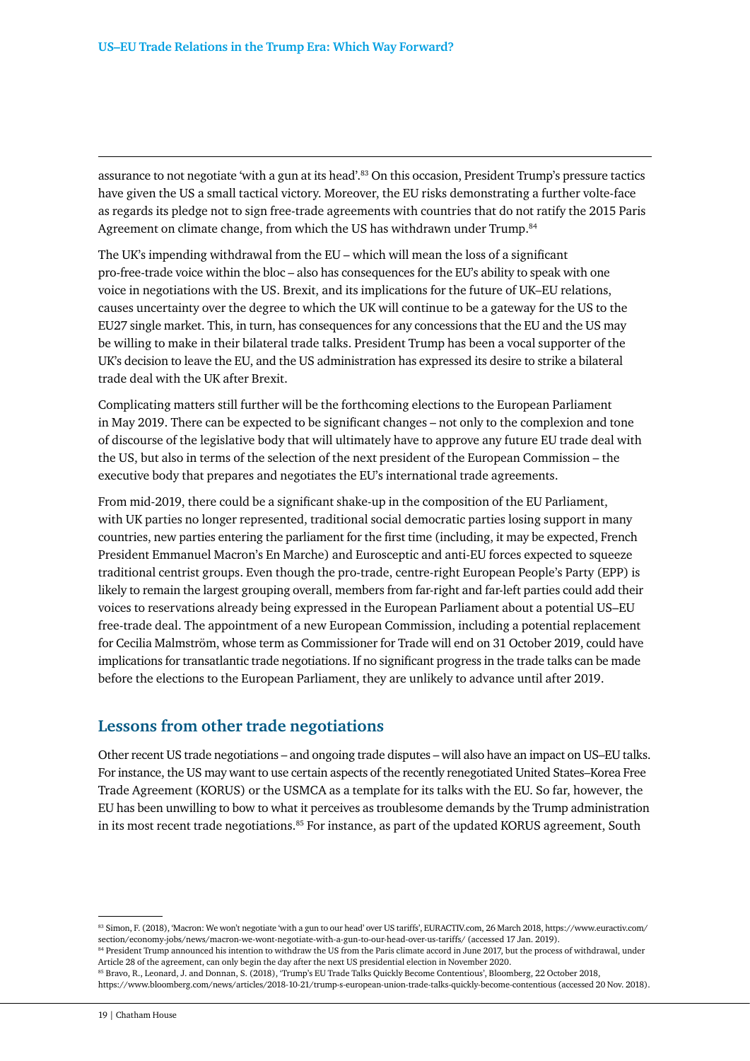assurance to not negotiate 'with a gun at its head'.[83] On this occasion, President Trump's pressure tactics have given the US a small tactical victory. Moreover, the EU risks demonstrating a further volte-face as regards its pledge not to sign free-trade agreements with countries that do not ratify the 2015 Paris Agreement on climate change, from which the US has withdrawn under Trump.[84]

The UK's impending withdrawal from the EU – which will mean the loss of a significant pro-free-trade voice within the bloc – also has consequences for the EU's ability to speak with one voice in negotiations with the US. Brexit, and its implications for the future of UK–EU relations, causes uncertainty over the degree to which the UK will continue to be a gateway for the US to the EU27 single market. This, in turn, has consequences for any concessions that the EU and the US may be willing to make in their bilateral trade talks. President Trump has been a vocal supporter of the UK's decision to leave the EU, and the US administration has expressed its desire to strike a bilateral trade deal with the UK after Brexit.

Complicating matters still further will be the forthcoming elections to the European Parliament in May 2019. There can be expected to be significant changes – not only to the complexion and tone of discourse of the legislative body that will ultimately have to approve any future EU trade deal with the US, but also in terms of the selection of the next president of the European Commission – the executive body that prepares and negotiates the EU's international trade agreements.

From mid-2019, there could be a significant shake-up in the composition of the EU Parliament, with UK parties no longer represented, traditional social democratic parties losing support in many countries, new parties entering the parliament for the first time (including, it may be expected, French President Emmanuel Macron's En Marche) and Eurosceptic and anti-EU forces expected to squeeze traditional centrist groups. Even though the pro-trade, centre-right European People's Party (EPP) is likely to remain the largest grouping overall, members from far-right and far-left parties could add their voices to reservations already being expressed in the European Parliament about a potential US–EU free-trade deal. The appointment of a new European Commission, including a potential replacement for Cecilia Malmström, whose term as Commissioner for Trade will end on 31 October 2019, could have implications for transatlantic trade negotiations. If no significant progress in the trade talks can be made before the elections to the European Parliament, they are unlikely to advance until after 2019.

## Lessons from other trade negotiations

Other recent US trade negotiations – and ongoing trade disputes – will also have an impact on US–EU talks. For instance, the US may want to use certain aspects of the recently renegotiated United States–Korea Free Trade Agreement (KORUS) or the USMCA as a template for its talks with the EU. So far, however, the EU has been unwilling to bow to what it perceives as troublesome demands by the Trump administration in its most recent trade negotiations.[85] For instance, as part of the updated KORUS agreement, South

---

[83] Simon, F. (2018), 'Macron: We won't negotiate 'with a gun to our head' over US tariffs', EURACTIV.com, 26 March 2018, https://www.euractiv.com/section/economy-jobs/news/macron-we-wont-negotiate-with-a-gun-to-our-head-over-us-tariffs/ (accessed 17 Jan. 2019).

[84] President Trump announced his intention to withdraw the US from the Paris climate accord in June 2017, but the process of withdrawal, under Article 28 of the agreement, can only begin the day after the next US presidential election in November 2020.

[85] Bravo, R., Leonard, J. and Donnan, S. (2018), 'Trump's EU Trade Talks Quickly Become Contentious', Bloomberg, 22 October 2018, https://www.bloomberg.com/news/articles/2018-10-21/trump-s-european-union-trade-talks-quickly-become-contentious (accessed 20 Nov. 2018).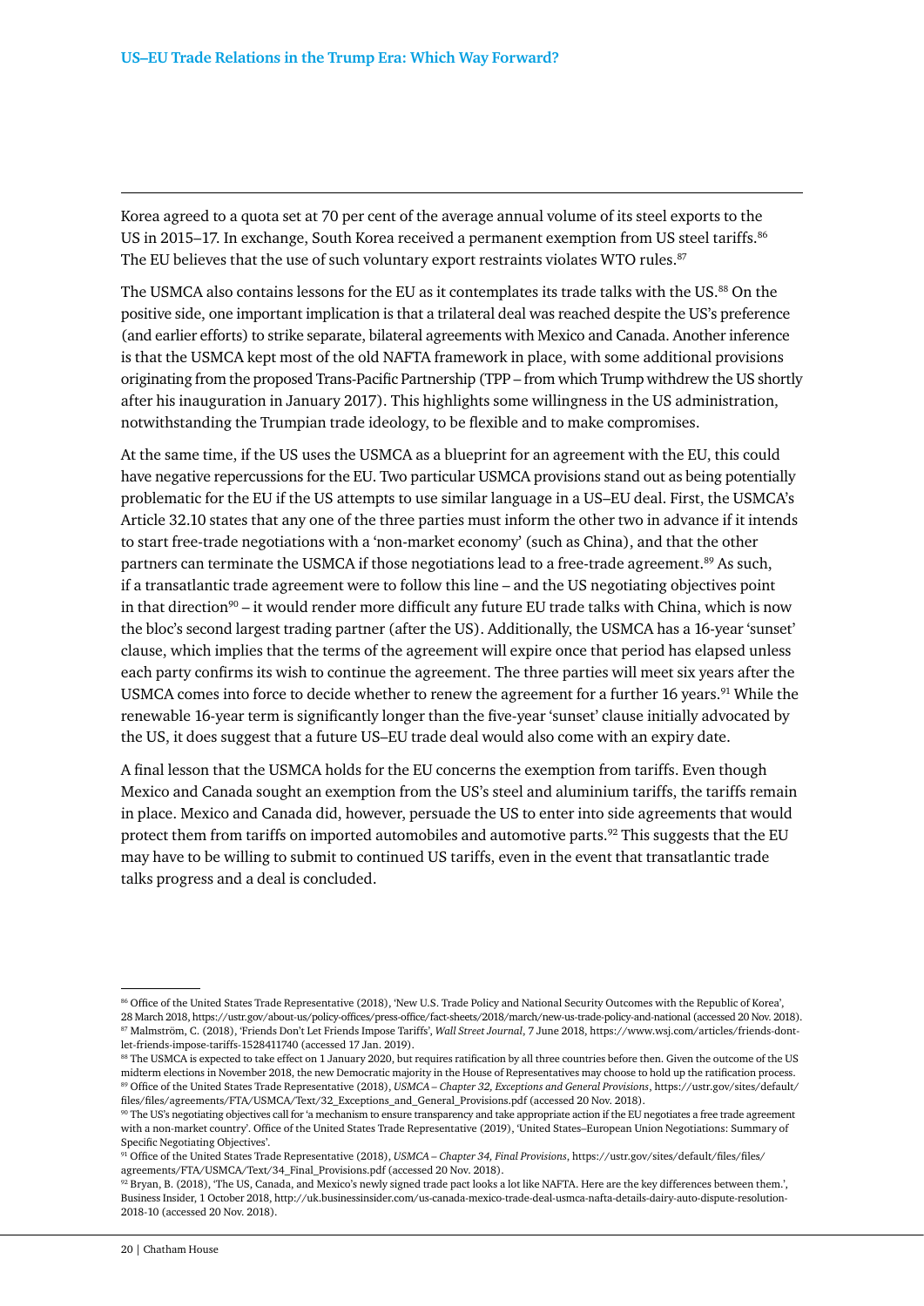Korea agreed to a quota set at 70 per cent of the average annual volume of its steel exports to the US in 2015–17. In exchange, South Korea received a permanent exemption from US steel tariffs.[86] The EU believes that the use of such voluntary export restraints violates WTO rules.[87]

The USMCA also contains lessons for the EU as it contemplates its trade talks with the US.[88] On the positive side, one important implication is that a trilateral deal was reached despite the US's preference (and earlier efforts) to strike separate, bilateral agreements with Mexico and Canada. Another inference is that the USMCA kept most of the old NAFTA framework in place, with some additional provisions originating from the proposed Trans-Pacific Partnership (TPP – from which Trump withdrew the US shortly after his inauguration in January 2017). This highlights some willingness in the US administration, notwithstanding the Trumpian trade ideology, to be flexible and to make compromises.

At the same time, if the US uses the USMCA as a blueprint for an agreement with the EU, this could have negative repercussions for the EU. Two particular USMCA provisions stand out as being potentially problematic for the EU if the US attempts to use similar language in a US–EU deal. First, the USMCA's Article 32.10 states that any one of the three parties must inform the other two in advance if it intends to start free-trade negotiations with a 'non-market economy' (such as China), and that the other partners can terminate the USMCA if those negotiations lead to a free-trade agreement.[89] As such, if a transatlantic trade agreement were to follow this line – and the US negotiating objectives point in that direction[90] – it would render more difficult any future EU trade talks with China, which is now the bloc's second largest trading partner (after the US). Additionally, the USMCA has a 16-year 'sunset' clause, which implies that the terms of the agreement will expire once that period has elapsed unless each party confirms its wish to continue the agreement. The three parties will meet six years after the USMCA comes into force to decide whether to renew the agreement for a further 16 years.[91] While the renewable 16-year term is significantly longer than the five-year 'sunset' clause initially advocated by the US, it does suggest that a future US–EU trade deal would also come with an expiry date.

A final lesson that the USMCA holds for the EU concerns the exemption from tariffs. Even though Mexico and Canada sought an exemption from the US's steel and aluminium tariffs, the tariffs remain in place. Mexico and Canada did, however, persuade the US to enter into side agreements that would protect them from tariffs on imported automobiles and automotive parts.[92] This suggests that the EU may have to be willing to submit to continued US tariffs, even in the event that transatlantic trade talks progress and a deal is concluded.

---

[86] Office of the United States Trade Representative (2018), 'New U.S. Trade Policy and National Security Outcomes with the Republic of Korea', 28 March 2018, https://ustr.gov/about-us/policy-offices/press-office/fact-sheets/2018/march/new-us-trade-policy-and-national (accessed 20 Nov. 2018).

[87] Malmström, C. (2018), 'Friends Don't Let Friends Impose Tariffs', *Wall Street Journal*, 7 June 2018, https://www.wsj.com/articles/friends-dont-let-friends-impose-tariffs-1528411740 (accessed 17 Jan. 2019).

[88] The USMCA is expected to take effect on 1 January 2020, but requires ratification by all three countries before then. Given the outcome of the US midterm elections in November 2018, the new Democratic majority in the House of Representatives may choose to hold up the ratification process.

[89] Office of the United States Trade Representative (2018), *USMCA – Chapter 32, Exceptions and General Provisions*, https://ustr.gov/sites/default/files/files/agreements/FTA/USMCA/Text/32_Exceptions_and_General_Provisions.pdf (accessed 20 Nov. 2018).

[90] The US's negotiating objectives call for 'a mechanism to ensure transparency and take appropriate action if the EU negotiates a free trade agreement with a non-market country'. Office of the United States Trade Representative (2019), 'United States–European Union Negotiations: Summary of Specific Negotiating Objectives'.

[91] Office of the United States Trade Representative (2018), *USMCA – Chapter 34, Final Provisions*, https://ustr.gov/sites/default/files/files/agreements/FTA/USMCA/Text/34_Final_Provisions.pdf (accessed 20 Nov. 2018).

[92] Bryan, B. (2018), 'The US, Canada, and Mexico's newly signed trade pact looks a lot like NAFTA. Here are the key differences between them.', Business Insider, 1 October 2018, http://uk.businessinsider.com/us-canada-mexico-trade-deal-usmca-nafta-details-dairy-auto-dispute-resolution-2018-10 (accessed 20 Nov. 2018).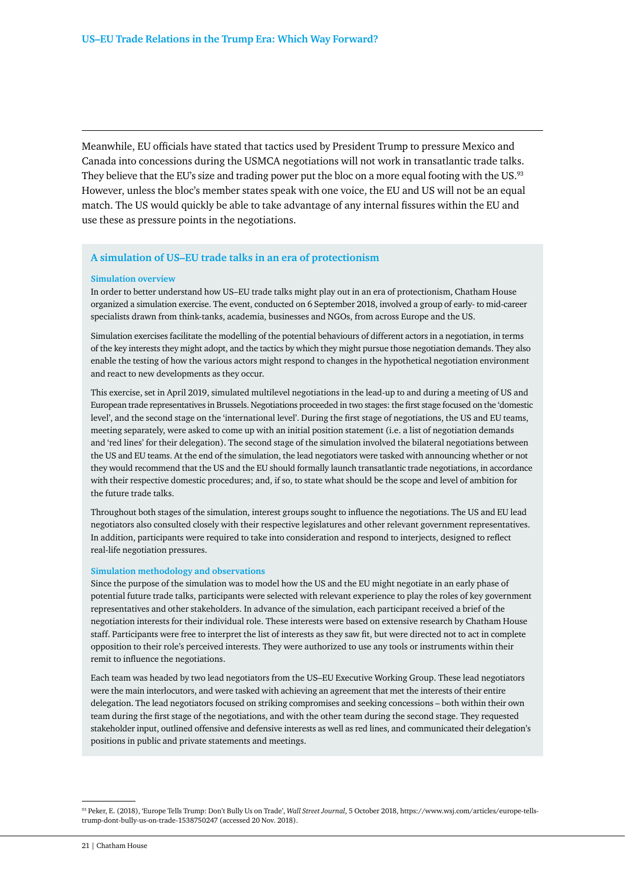Meanwhile, EU officials have stated that tactics used by President Trump to pressure Mexico and Canada into concessions during the USMCA negotiations will not work in transatlantic trade talks. They believe that the EU's size and trading power put the bloc on a more equal footing with the US.[93] However, unless the bloc's member states speak with one voice, the EU and US will not be an equal match. The US would quickly be able to take advantage of any internal fissures within the EU and use these as pressure points in the negotiations.

### A simulation of US–EU trade talks in an era of protectionism

#### Simulation overview

In order to better understand how US–EU trade talks might play out in an era of protectionism, Chatham House organized a simulation exercise. The event, conducted on 6 September 2018, involved a group of early- to mid-career specialists drawn from think-tanks, academia, businesses and NGOs, from across Europe and the US.

Simulation exercises facilitate the modelling of the potential behaviours of different actors in a negotiation, in terms of the key interests they might adopt, and the tactics by which they might pursue those negotiation demands. They also enable the testing of how the various actors might respond to changes in the hypothetical negotiation environment and react to new developments as they occur.

This exercise, set in April 2019, simulated multilevel negotiations in the lead-up to and during a meeting of US and European trade representatives in Brussels. Negotiations proceeded in two stages: the first stage focused on the 'domestic level', and the second stage on the 'international level'. During the first stage of negotiations, the US and EU teams, meeting separately, were asked to come up with an initial position statement (i.e. a list of negotiation demands and 'red lines' for their delegation). The second stage of the simulation involved the bilateral negotiations between the US and EU teams. At the end of the simulation, the lead negotiators were tasked with announcing whether or not they would recommend that the US and the EU should formally launch transatlantic trade negotiations, in accordance with their respective domestic procedures; and, if so, to state what should be the scope and level of ambition for the future trade talks.

Throughout both stages of the simulation, interest groups sought to influence the negotiations. The US and EU lead negotiators also consulted closely with their respective legislatures and other relevant government representatives. In addition, participants were required to take into consideration and respond to interjects, designed to reflect real-life negotiation pressures.

#### Simulation methodology and observations

Since the purpose of the simulation was to model how the US and the EU might negotiate in an early phase of potential future trade talks, participants were selected with relevant experience to play the roles of key government representatives and other stakeholders. In advance of the simulation, each participant received a brief of the negotiation interests for their individual role. These interests were based on extensive research by Chatham House staff. Participants were free to interpret the list of interests as they saw fit, but were directed not to act in complete opposition to their role's perceived interests. They were authorized to use any tools or instruments within their remit to influence the negotiations.

Each team was headed by two lead negotiators from the US–EU Executive Working Group. These lead negotiators were the main interlocutors, and were tasked with achieving an agreement that met the interests of their entire delegation. The lead negotiators focused on striking compromises and seeking concessions – both within their own team during the first stage of the negotiations, and with the other team during the second stage. They requested stakeholder input, outlined offensive and defensive interests as well as red lines, and communicated their delegation's positions in public and private statements and meetings.

---

[93] Peker, E. (2018), 'Europe Tells Trump: Don't Bully Us on Trade', *Wall Street Journal*, 5 October 2018, https://www.wsj.com/articles/europe-tells-trump-dont-bully-us-on-trade-1538750247 (accessed 20 Nov. 2018).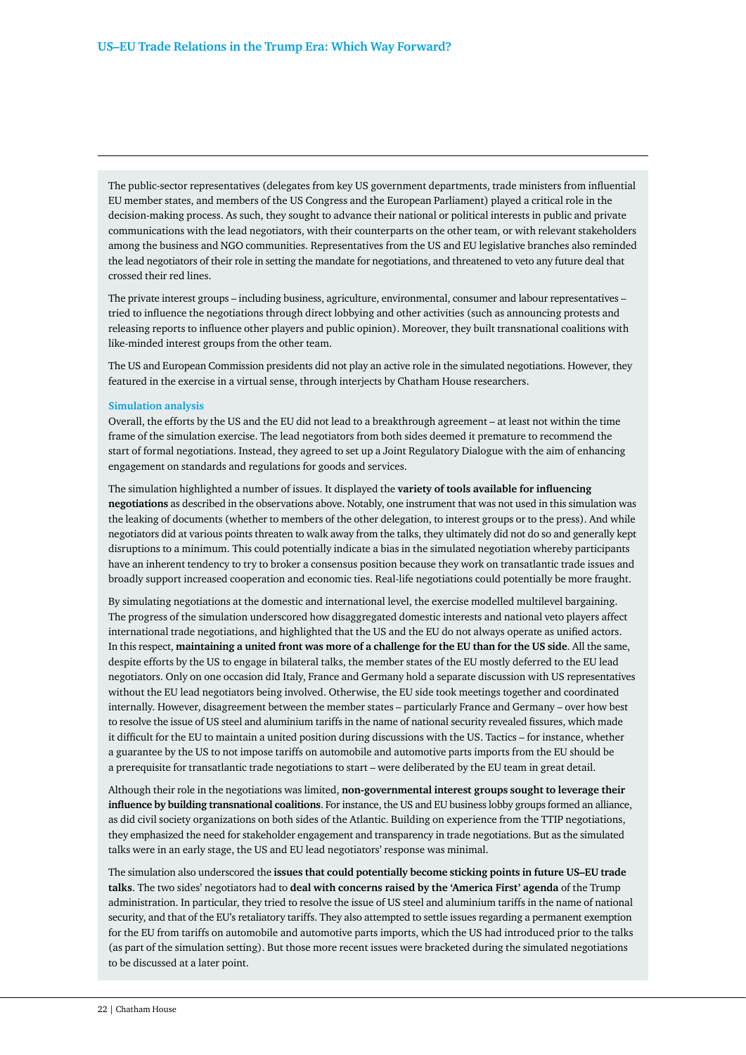The public-sector representatives (delegates from key US government departments, trade ministers from influential EU member states, and members of the US Congress and the European Parliament) played a critical role in the decision-making process. As such, they sought to advance their national or political interests in public and private communications with the lead negotiators, with their counterparts on the other team, or with relevant stakeholders among the business and NGO communities. Representatives from the US and EU legislative branches also reminded the lead negotiators of their role in setting the mandate for negotiations, and threatened to veto any future deal that crossed their red lines.

The private interest groups – including business, agriculture, environmental, consumer and labour representatives – tried to influence the negotiations through direct lobbying and other activities (such as announcing protests and releasing reports to influence other players and public opinion). Moreover, they built transnational coalitions with like-minded interest groups from the other team.

The US and European Commission presidents did not play an active role in the simulated negotiations. However, they featured in the exercise in a virtual sense, through interjects by Chatham House researchers.

### Simulation analysis

Overall, the efforts by the US and the EU did not lead to a breakthrough agreement – at least not within the time frame of the simulation exercise. The lead negotiators from both sides deemed it premature to recommend the start of formal negotiations. Instead, they agreed to set up a Joint Regulatory Dialogue with the aim of enhancing engagement on standards and regulations for goods and services.

The simulation highlighted a number of issues. It displayed the **variety of tools available for influencing negotiations** as described in the observations above. Notably, one instrument that was not used in this simulation was the leaking of documents (whether to members of the other delegation, to interest groups or to the press). And while negotiators did at various points threaten to walk away from the talks, they ultimately did not do so and generally kept disruptions to a minimum. This could potentially indicate a bias in the simulated negotiation whereby participants have an inherent tendency to try to broker a consensus position because they work on transatlantic trade issues and broadly support increased cooperation and economic ties. Real-life negotiations could potentially be more fraught.

By simulating negotiations at the domestic and international level, the exercise modelled multilevel bargaining. The progress of the simulation underscored how disaggregated domestic interests and national veto players affect international trade negotiations, and highlighted that the US and the EU do not always operate as unified actors. In this respect, **maintaining a united front was more of a challenge for the EU than for the US side**. All the same, despite efforts by the US to engage in bilateral talks, the member states of the EU mostly deferred to the EU lead negotiators. Only on one occasion did Italy, France and Germany hold a separate discussion with US representatives without the EU lead negotiators being involved. Otherwise, the EU side took meetings together and coordinated internally. However, disagreement between the member states – particularly France and Germany – over how best to resolve the issue of US steel and aluminium tariffs in the name of national security revealed fissures, which made it difficult for the EU to maintain a united position during discussions with the US. Tactics – for instance, whether a guarantee by the US to not impose tariffs on automobile and automotive parts imports from the EU should be a prerequisite for transatlantic trade negotiations to start – were deliberated by the EU team in great detail.

Although their role in the negotiations was limited, **non-governmental interest groups sought to leverage their influence by building transnational coalitions**. For instance, the US and EU business lobby groups formed an alliance, as did civil society organizations on both sides of the Atlantic. Building on experience from the TTIP negotiations, they emphasized the need for stakeholder engagement and transparency in trade negotiations. But as the simulated talks were in an early stage, the US and EU lead negotiators' response was minimal.

The simulation also underscored the **issues that could potentially become sticking points in future US–EU trade talks**. The two sides' negotiators had to **deal with concerns raised by the 'America First' agenda** of the Trump administration. In particular, they tried to resolve the issue of US steel and aluminium tariffs in the name of national security, and that of the EU's retaliatory tariffs. They also attempted to settle issues regarding a permanent exemption for the EU from tariffs on automobile and automotive parts imports, which the US had introduced prior to the talks (as part of the simulation setting). But those more recent issues were bracketed during the simulated negotiations to be discussed at a later point.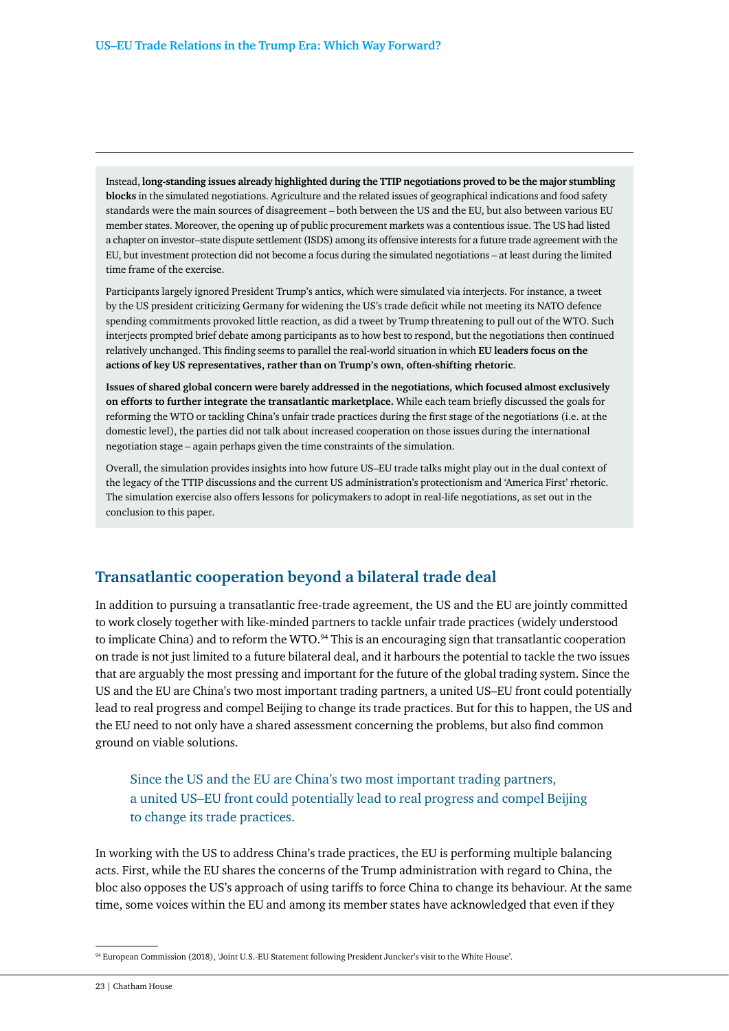Instead, **long-standing issues already highlighted during the TTIP negotiations proved to be the major stumbling blocks** in the simulated negotiations. Agriculture and the related issues of geographical indications and food safety standards were the main sources of disagreement – both between the US and the EU, but also between various EU member states. Moreover, the opening up of public procurement markets was a contentious issue. The US had listed a chapter on investor–state dispute settlement (ISDS) among its offensive interests for a future trade agreement with the EU, but investment protection did not become a focus during the simulated negotiations – at least during the limited time frame of the exercise.

Participants largely ignored President Trump's antics, which were simulated via interjects. For instance, a tweet by the US president criticizing Germany for widening the US's trade deficit while not meeting its NATO defence spending commitments provoked little reaction, as did a tweet by Trump threatening to pull out of the WTO. Such interjects prompted brief debate among participants as to how best to respond, but the negotiations then continued relatively unchanged. This finding seems to parallel the real-world situation in which **EU leaders focus on the actions of key US representatives, rather than on Trump's own, often-shifting rhetoric**.

**Issues of shared global concern were barely addressed in the negotiations, which focused almost exclusively on efforts to further integrate the transatlantic marketplace.** While each team briefly discussed the goals for reforming the WTO or tackling China's unfair trade practices during the first stage of the negotiations (i.e. at the domestic level), the parties did not talk about increased cooperation on those issues during the international negotiation stage – again perhaps given the time constraints of the simulation.

Overall, the simulation provides insights into how future US–EU trade talks might play out in the dual context of the legacy of the TTIP discussions and the current US administration's protectionism and 'America First' rhetoric. The simulation exercise also offers lessons for policymakers to adopt in real-life negotiations, as set out in the conclusion to this paper.

## Transatlantic cooperation beyond a bilateral trade deal

In addition to pursuing a transatlantic free-trade agreement, the US and the EU are jointly committed to work closely together with like-minded partners to tackle unfair trade practices (widely understood to implicate China) and to reform the WTO.[94] This is an encouraging sign that transatlantic cooperation on trade is not just limited to a future bilateral deal, and it harbours the potential to tackle the two issues that are arguably the most pressing and important for the future of the global trading system. Since the US and the EU are China's two most important trading partners, a united US–EU front could potentially lead to real progress and compel Beijing to change its trade practices. But for this to happen, the US and the EU need to not only have a shared assessment concerning the problems, but also find common ground on viable solutions.

> Since the US and the EU are China's two most important trading partners, a united US–EU front could potentially lead to real progress and compel Beijing to change its trade practices.

In working with the US to address China's trade practices, the EU is performing multiple balancing acts. First, while the EU shares the concerns of the Trump administration with regard to China, the bloc also opposes the US's approach of using tariffs to force China to change its behaviour. At the same time, some voices within the EU and among its member states have acknowledged that even if they

[94] European Commission (2018), 'Joint U.S.-EU Statement following President Juncker's visit to the White House'.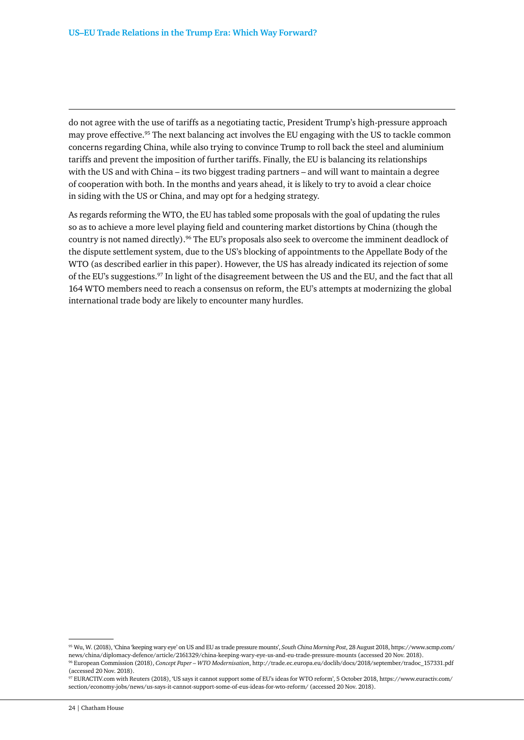do not agree with the use of tariffs as a negotiating tactic, President Trump's high-pressure approach may prove effective.[95] The next balancing act involves the EU engaging with the US to tackle common concerns regarding China, while also trying to convince Trump to roll back the steel and aluminium tariffs and prevent the imposition of further tariffs. Finally, the EU is balancing its relationships with the US and with China – its two biggest trading partners – and will want to maintain a degree of cooperation with both. In the months and years ahead, it is likely to try to avoid a clear choice in siding with the US or China, and may opt for a hedging strategy.

As regards reforming the WTO, the EU has tabled some proposals with the goal of updating the rules so as to achieve a more level playing field and countering market distortions by China (though the country is not named directly).[96] The EU's proposals also seek to overcome the imminent deadlock of the dispute settlement system, due to the US's blocking of appointments to the Appellate Body of the WTO (as described earlier in this paper). However, the US has already indicated its rejection of some of the EU's suggestions.[97] In light of the disagreement between the US and the EU, and the fact that all 164 WTO members need to reach a consensus on reform, the EU's attempts at modernizing the global international trade body are likely to encounter many hurdles.

---

[95] Wu, W. (2018), 'China 'keeping wary eye' on US and EU as trade pressure mounts', *South China Morning Post*, 28 August 2018, https://www.scmp.com/news/china/diplomacy-defence/article/2161329/china-keeping-wary-eye-us-and-eu-trade-pressure-mounts (accessed 20 Nov. 2018).

[96] European Commission (2018), *Concept Paper – WTO Modernisation*, http://trade.ec.europa.eu/doclib/docs/2018/september/tradoc_157331.pdf (accessed 20 Nov. 2018).

[97] EURACTIV.com with Reuters (2018), 'US says it cannot support some of EU's ideas for WTO reform', 5 October 2018, https://www.euractiv.com/section/economy-jobs/news/us-says-it-cannot-support-some-of-eus-ideas-for-wto-reform/ (accessed 20 Nov. 2018).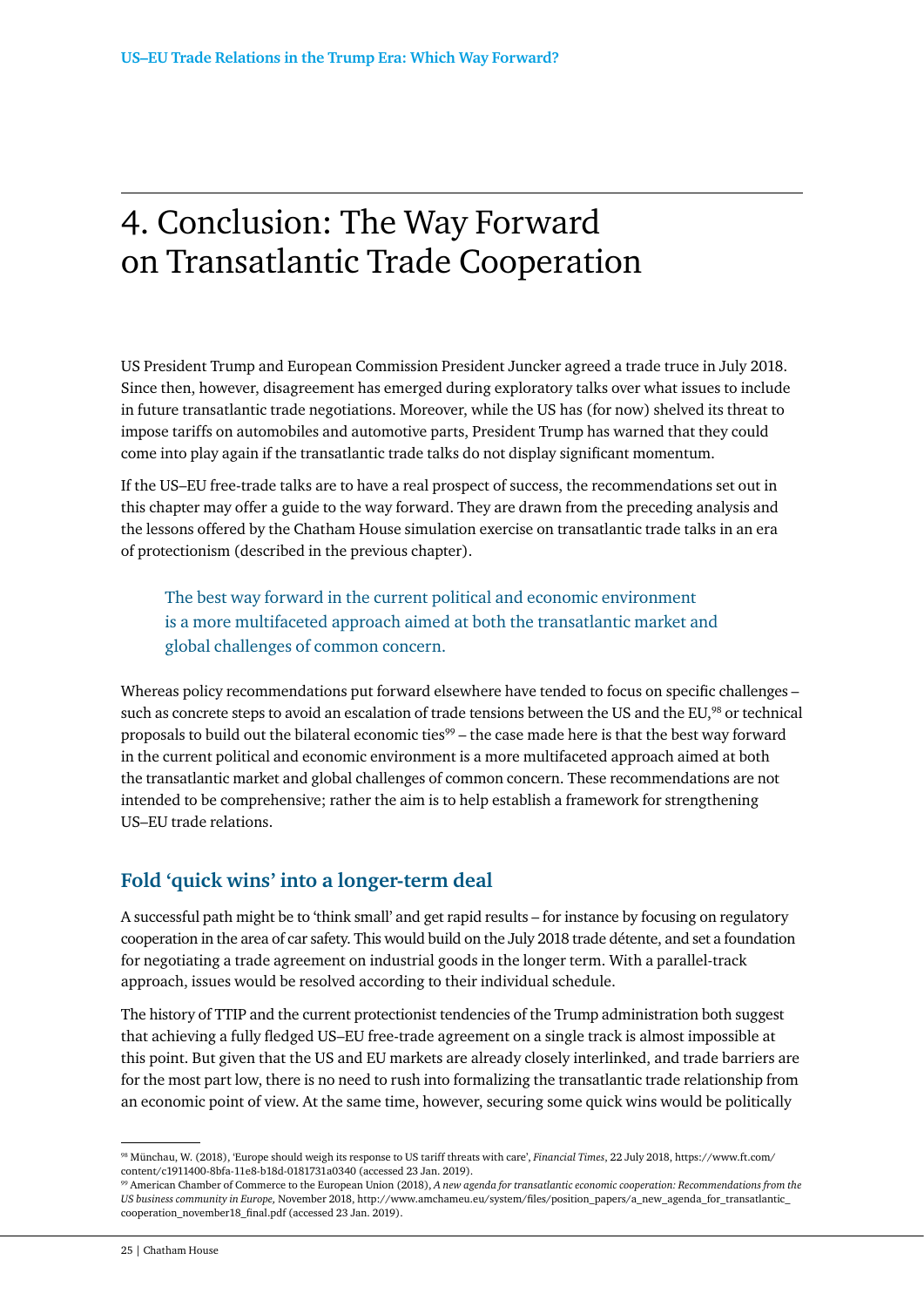# 4. Conclusion: The Way Forward on Transatlantic Trade Cooperation

US President Trump and European Commission President Juncker agreed a trade truce in July 2018. Since then, however, disagreement has emerged during exploratory talks over what issues to include in future transatlantic trade negotiations. Moreover, while the US has (for now) shelved its threat to impose tariffs on automobiles and automotive parts, President Trump has warned that they could come into play again if the transatlantic trade talks do not display significant momentum.

If the US–EU free-trade talks are to have a real prospect of success, the recommendations set out in this chapter may offer a guide to the way forward. They are drawn from the preceding analysis and the lessons offered by the Chatham House simulation exercise on transatlantic trade talks in an era of protectionism (described in the previous chapter).

> The best way forward in the current political and economic environment is a more multifaceted approach aimed at both the transatlantic market and global challenges of common concern.

Whereas policy recommendations put forward elsewhere have tended to focus on specific challenges – such as concrete steps to avoid an escalation of trade tensions between the US and the EU,[98] or technical proposals to build out the bilateral economic ties[99] – the case made here is that the best way forward in the current political and economic environment is a more multifaceted approach aimed at both the transatlantic market and global challenges of common concern. These recommendations are not intended to be comprehensive; rather the aim is to help establish a framework for strengthening US–EU trade relations.

## Fold 'quick wins' into a longer-term deal

A successful path might be to 'think small' and get rapid results – for instance by focusing on regulatory cooperation in the area of car safety. This would build on the July 2018 trade détente, and set a foundation for negotiating a trade agreement on industrial goods in the longer term. With a parallel-track approach, issues would be resolved according to their individual schedule.

The history of TTIP and the current protectionist tendencies of the Trump administration both suggest that achieving a fully fledged US–EU free-trade agreement on a single track is almost impossible at this point. But given that the US and EU markets are already closely interlinked, and trade barriers are for the most part low, there is no need to rush into formalizing the transatlantic trade relationship from an economic point of view. At the same time, however, securing some quick wins would be politically

---

[98] Münchau, W. (2018), 'Europe should weigh its response to US tariff threats with care', *Financial Times*, 22 July 2018, https://www.ft.com/content/c1911400-8bfa-11e8-b18d-0181731a0340 (accessed 23 Jan. 2019).

[99] American Chamber of Commerce to the European Union (2018), *A new agenda for transatlantic economic cooperation: Recommendations from the US business community in Europe*, November 2018, http://www.amchameu.eu/system/files/position_papers/a_new_agenda_for_transatlantic_cooperation_november18_final.pdf (accessed 23 Jan. 2019).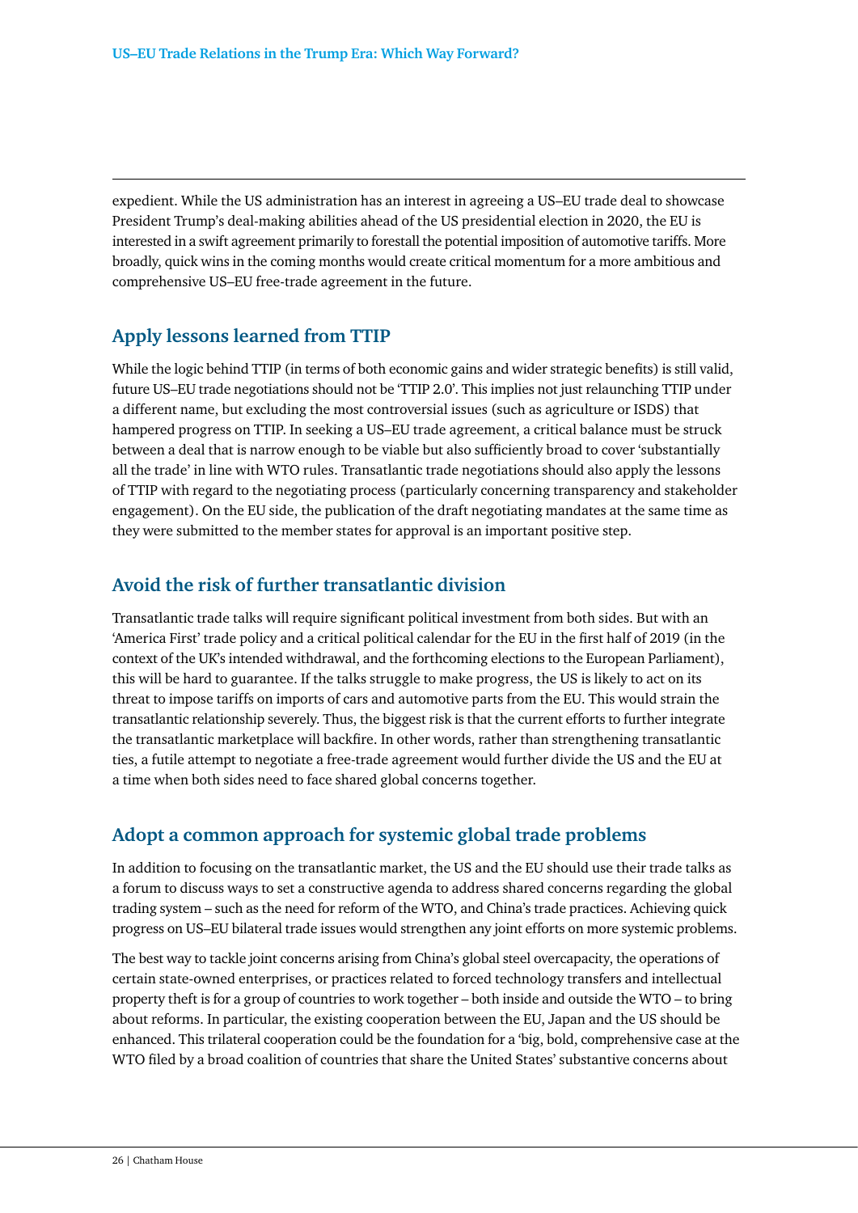expedient. While the US administration has an interest in agreeing a US–EU trade deal to showcase President Trump's deal-making abilities ahead of the US presidential election in 2020, the EU is interested in a swift agreement primarily to forestall the potential imposition of automotive tariffs. More broadly, quick wins in the coming months would create critical momentum for a more ambitious and comprehensive US–EU free-trade agreement in the future.

## Apply lessons learned from TTIP

While the logic behind TTIP (in terms of both economic gains and wider strategic benefits) is still valid, future US–EU trade negotiations should not be 'TTIP 2.0'. This implies not just relaunching TTIP under a different name, but excluding the most controversial issues (such as agriculture or ISDS) that hampered progress on TTIP. In seeking a US–EU trade agreement, a critical balance must be struck between a deal that is narrow enough to be viable but also sufficiently broad to cover 'substantially all the trade' in line with WTO rules. Transatlantic trade negotiations should also apply the lessons of TTIP with regard to the negotiating process (particularly concerning transparency and stakeholder engagement). On the EU side, the publication of the draft negotiating mandates at the same time as they were submitted to the member states for approval is an important positive step.

## Avoid the risk of further transatlantic division

Transatlantic trade talks will require significant political investment from both sides. But with an 'America First' trade policy and a critical political calendar for the EU in the first half of 2019 (in the context of the UK's intended withdrawal, and the forthcoming elections to the European Parliament), this will be hard to guarantee. If the talks struggle to make progress, the US is likely to act on its threat to impose tariffs on imports of cars and automotive parts from the EU. This would strain the transatlantic relationship severely. Thus, the biggest risk is that the current efforts to further integrate the transatlantic marketplace will backfire. In other words, rather than strengthening transatlantic ties, a futile attempt to negotiate a free-trade agreement would further divide the US and the EU at a time when both sides need to face shared global concerns together.

## Adopt a common approach for systemic global trade problems

In addition to focusing on the transatlantic market, the US and the EU should use their trade talks as a forum to discuss ways to set a constructive agenda to address shared concerns regarding the global trading system – such as the need for reform of the WTO, and China's trade practices. Achieving quick progress on US–EU bilateral trade issues would strengthen any joint efforts on more systemic problems.

The best way to tackle joint concerns arising from China's global steel overcapacity, the operations of certain state-owned enterprises, or practices related to forced technology transfers and intellectual property theft is for a group of countries to work together – both inside and outside the WTO – to bring about reforms. In particular, the existing cooperation between the EU, Japan and the US should be enhanced. This trilateral cooperation could be the foundation for a 'big, bold, comprehensive case at the WTO filed by a broad coalition of countries that share the United States' substantive concerns about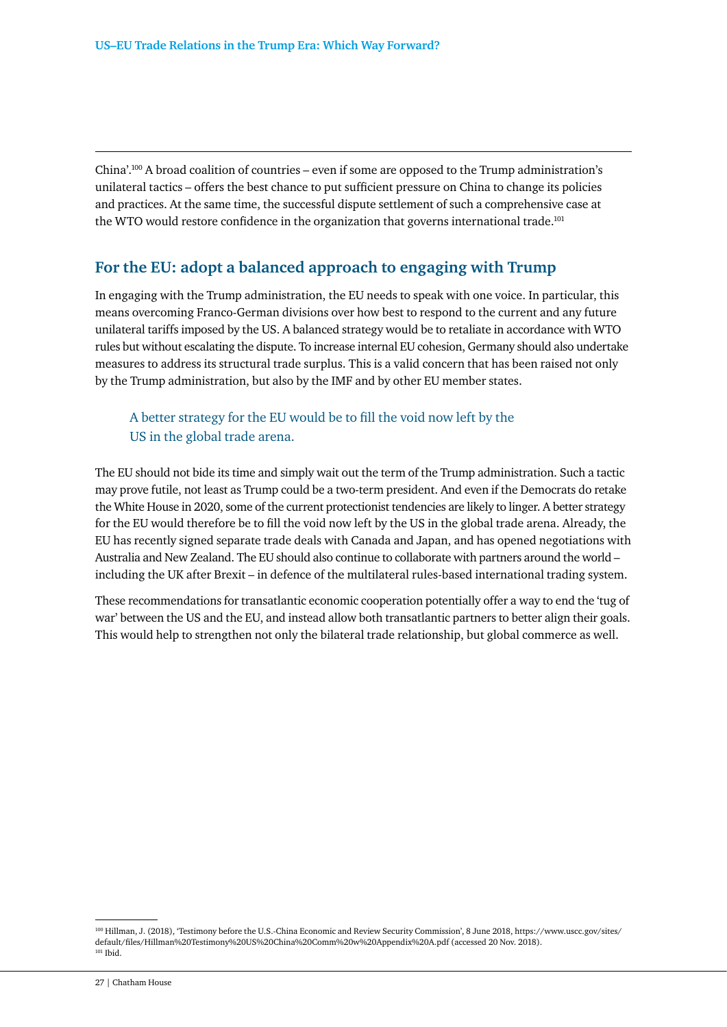China'.[100] A broad coalition of countries – even if some are opposed to the Trump administration's unilateral tactics – offers the best chance to put sufficient pressure on China to change its policies and practices. At the same time, the successful dispute settlement of such a comprehensive case at the WTO would restore confidence in the organization that governs international trade.[101]

## For the EU: adopt a balanced approach to engaging with Trump

In engaging with the Trump administration, the EU needs to speak with one voice. In particular, this means overcoming Franco-German divisions over how best to respond to the current and any future unilateral tariffs imposed by the US. A balanced strategy would be to retaliate in accordance with WTO rules but without escalating the dispute. To increase internal EU cohesion, Germany should also undertake measures to address its structural trade surplus. This is a valid concern that has been raised not only by the Trump administration, but also by the IMF and by other EU member states.

> A better strategy for the EU would be to fill the void now left by the US in the global trade arena.

The EU should not bide its time and simply wait out the term of the Trump administration. Such a tactic may prove futile, not least as Trump could be a two-term president. And even if the Democrats do retake the White House in 2020, some of the current protectionist tendencies are likely to linger. A better strategy for the EU would therefore be to fill the void now left by the US in the global trade arena. Already, the EU has recently signed separate trade deals with Canada and Japan, and has opened negotiations with Australia and New Zealand. The EU should also continue to collaborate with partners around the world – including the UK after Brexit – in defence of the multilateral rules-based international trading system.

These recommendations for transatlantic economic cooperation potentially offer a way to end the 'tug of war' between the US and the EU, and instead allow both transatlantic partners to better align their goals. This would help to strengthen not only the bilateral trade relationship, but global commerce as well.

---

[100] Hillman, J. (2018), 'Testimony before the U.S.-China Economic and Review Security Commission', 8 June 2018, https://www.uscc.gov/sites/default/files/Hillman%20Testimony%20US%20China%20Comm%20w%20Appendix%20A.pdf (accessed 20 Nov. 2018).

[101] Ibid.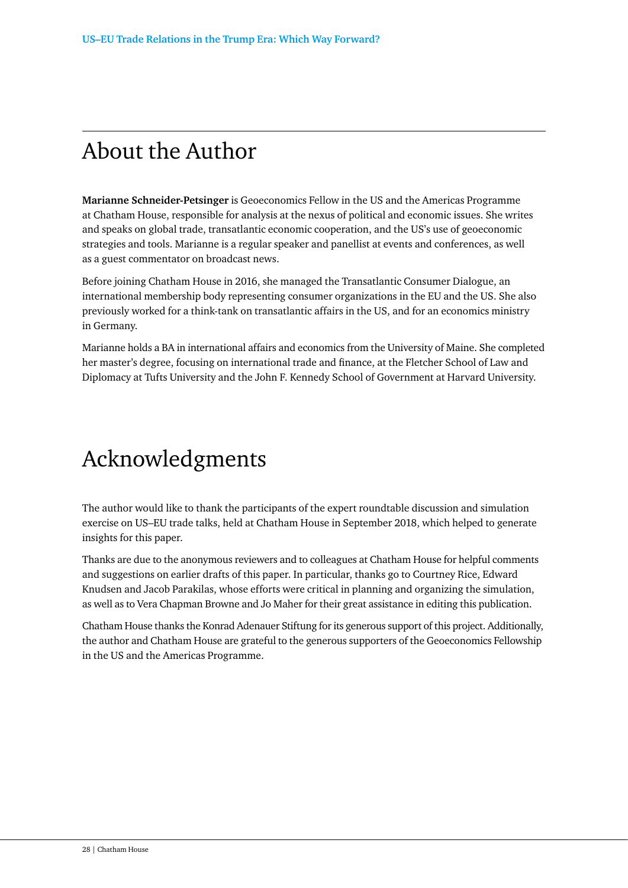# About the Author

**Marianne Schneider-Petsinger** is Geoeconomics Fellow in the US and the Americas Programme at Chatham House, responsible for analysis at the nexus of political and economic issues. She writes and speaks on global trade, transatlantic economic cooperation, and the US's use of geoeconomic strategies and tools. Marianne is a regular speaker and panellist at events and conferences, as well as a guest commentator on broadcast news.

Before joining Chatham House in 2016, she managed the Transatlantic Consumer Dialogue, an international membership body representing consumer organizations in the EU and the US. She also previously worked for a think-tank on transatlantic affairs in the US, and for an economics ministry in Germany.

Marianne holds a BA in international affairs and economics from the University of Maine. She completed her master's degree, focusing on international trade and finance, at the Fletcher School of Law and Diplomacy at Tufts University and the John F. Kennedy School of Government at Harvard University.

# Acknowledgments

The author would like to thank the participants of the expert roundtable discussion and simulation exercise on US–EU trade talks, held at Chatham House in September 2018, which helped to generate insights for this paper.

Thanks are due to the anonymous reviewers and to colleagues at Chatham House for helpful comments and suggestions on earlier drafts of this paper. In particular, thanks go to Courtney Rice, Edward Knudsen and Jacob Parakilas, whose efforts were critical in planning and organizing the simulation, as well as to Vera Chapman Browne and Jo Maher for their great assistance in editing this publication.

Chatham House thanks the Konrad Adenauer Stiftung for its generous support of this project. Additionally, the author and Chatham House are grateful to the generous supporters of the Geoeconomics Fellowship in the US and the Americas Programme.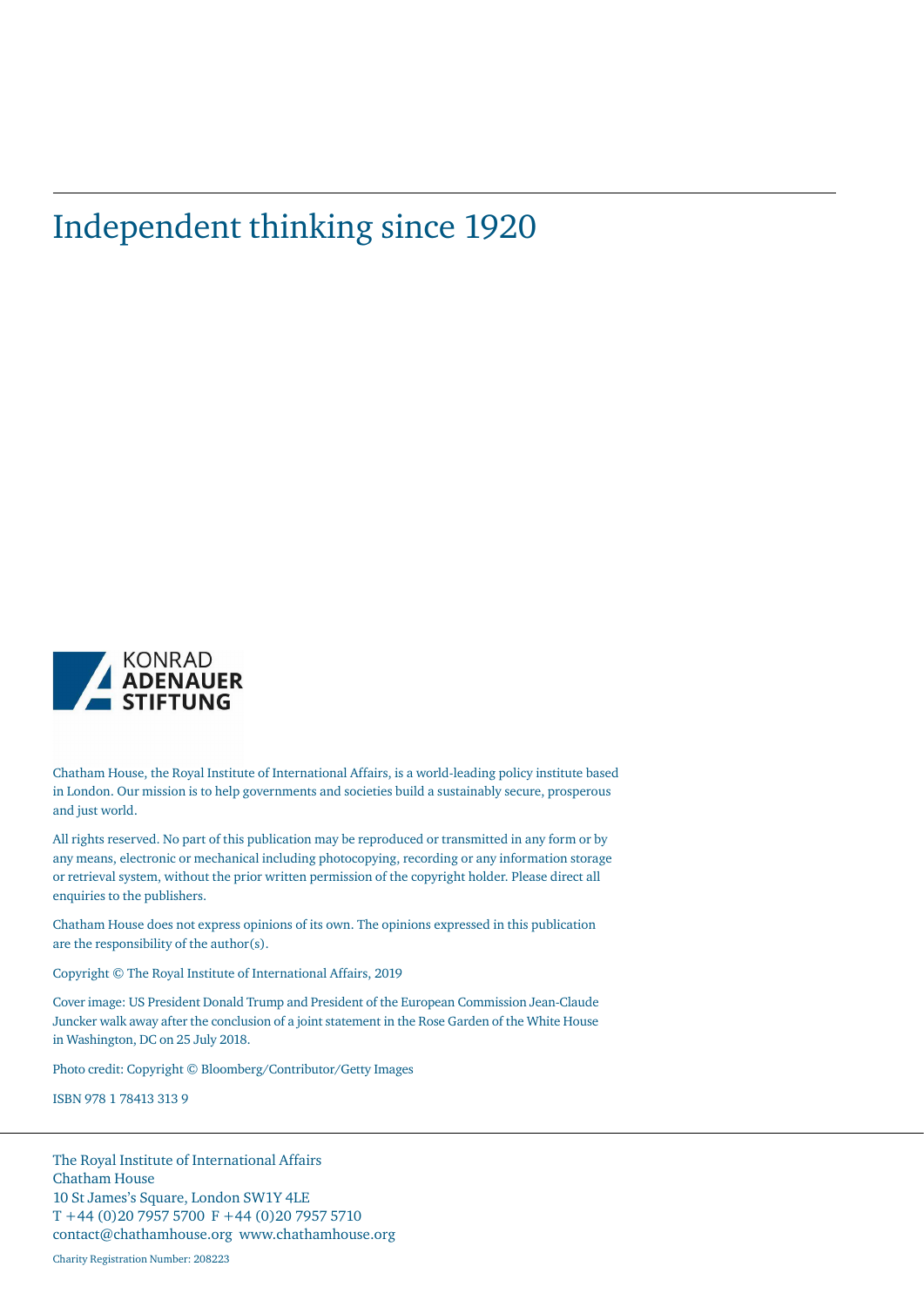# Independent thinking since 1920

KONRAD
**ADENAUER**
**STIFTUNG**

Chatham House, the Royal Institute of International Affairs, is a world-leading policy institute based in London. Our mission is to help governments and societies build a sustainably secure, prosperous and just world.

All rights reserved. No part of this publication may be reproduced or transmitted in any form or by any means, electronic or mechanical including photocopying, recording or any information storage or retrieval system, without the prior written permission of the copyright holder. Please direct all enquiries to the publishers.

Chatham House does not express opinions of its own. The opinions expressed in this publication are the responsibility of the author(s).

Copyright © The Royal Institute of International Affairs, 2019

Cover image: US President Donald Trump and President of the European Commission Jean-Claude Juncker walk away after the conclusion of a joint statement in the Rose Garden of the White House in Washington, DC on 25 July 2018.

Photo credit: Copyright © Bloomberg/Contributor/Getty Images

ISBN 978 1 78413 313 9

The Royal Institute of International Affairs
Chatham House
10 St James's Square, London SW1Y 4LE
T +44 (0)20 7957 5700 F +44 (0)20 7957 5710
contact@chathamhouse.org www.chathamhouse.org

Charity Registration Number: 208223